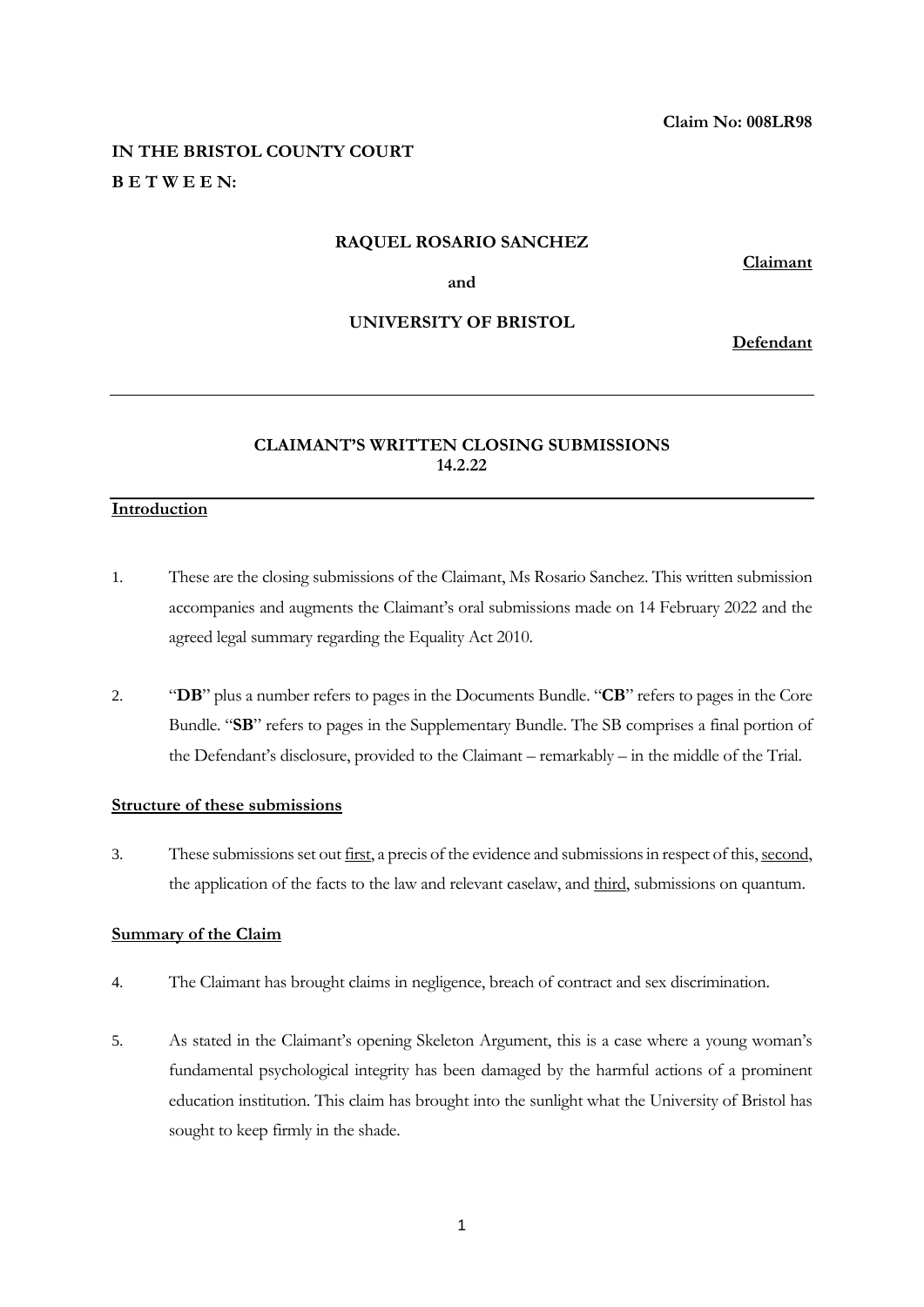**Claim No: 008LR98**

**IN THE BRISTOL COUNTY COURT**

**B E T W E E N:**

**RAQUEL ROSARIO SANCHEZ**

<u>**Claimant**</u>

**and**

**UNIVERSITY OF BRISTOL**

<u>**Defendant**</u>

---

**CLAIMANT'S WRITTEN CLOSING SUBMISSIONS**
**14.2.22**

---

<u>**Introduction**</u>

1. These are the closing submissions of the Claimant, Ms Rosario Sanchez. This written submission accompanies and augments the Claimant's oral submissions made on 14 February 2022 and the agreed legal summary regarding the Equality Act 2010.

2. "**DB**" plus a number refers to pages in the Documents Bundle. "**CB**" refers to pages in the Core Bundle. "**SB**" refers to pages in the Supplementary Bundle. The SB comprises a final portion of the Defendant's disclosure, provided to the Claimant – remarkably – in the middle of the Trial.

<u>**Structure of these submissions**</u>

3. These submissions set out <u>first</u>, a precis of the evidence and submissions in respect of this, <u>second</u>, the application of the facts to the law and relevant caselaw, and <u>third</u>, submissions on quantum.

<u>**Summary of the Claim**</u>

4. The Claimant has brought claims in negligence, breach of contract and sex discrimination.

5. As stated in the Claimant's opening Skeleton Argument, this is a case where a young woman's fundamental psychological integrity has been damaged by the harmful actions of a prominent education institution. This claim has brought into the sunlight what the University of Bristol has sought to keep firmly in the shade.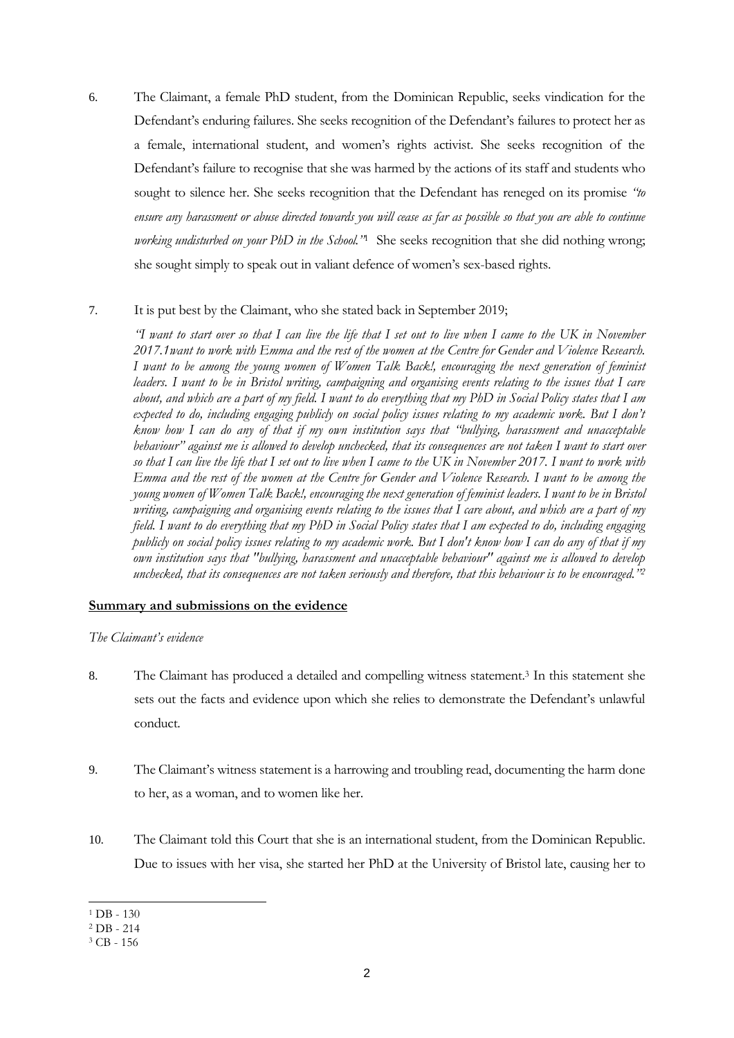6. The Claimant, a female PhD student, from the Dominican Republic, seeks vindication for the Defendant's enduring failures. She seeks recognition of the Defendant's failures to protect her as a female, international student, and women's rights activist. She seeks recognition of the Defendant's failure to recognise that she was harmed by the actions of its staff and students who sought to silence her. She seeks recognition that the Defendant has reneged on its promise *"to ensure any harassment or abuse directed towards you will cease as far as possible so that you are able to continue working undisturbed on your PhD in the School."*[1] She seeks recognition that she did nothing wrong; she sought simply to speak out in valiant defence of women's sex-based rights.

7. It is put best by the Claimant, who she stated back in September 2019;

   *"I want to start over so that I can live the life that I set out to live when I came to the UK in November 2017.1want to work with Emma and the rest of the women at the Centre for Gender and Violence Research. I want to be among the young women of Women Talk Back!, encouraging the next generation of feminist leaders. I want to be in Bristol writing, campaigning and organising events relating to the issues that I care about, and which are a part of my field. I want to do everything that my PhD in Social Policy states that I am expected to do, including engaging publicly on social policy issues relating to my academic work. But I don't know how I can do any of that if my own institution says that "bullying, harassment and unacceptable behaviour" against me is allowed to develop unchecked, that its consequences are not taken I want to start over so that I can live the life that I set out to live when I came to the UK in November 2017. I want to work with Emma and the rest of the women at the Centre for Gender and Violence Research. I want to be among the young women of Women Talk Back!, encouraging the next generation of feminist leaders. I want to be in Bristol writing, campaigning and organising events relating to the issues that I care about, and which are a part of my field. I want to do everything that my PhD in Social Policy states that I am expected to do, including engaging publicly on social policy issues relating to my academic work. But I don't know how I can do any of that if my own institution says that "bullying, harassment and unacceptable behaviour" against me is allowed to develop unchecked, that its consequences are not taken seriously and therefore, that this behaviour is to be encouraged."*[2]

## Summary and submissions on the evidence

*The Claimant's evidence*

8. The Claimant has produced a detailed and compelling witness statement.[3] In this statement she sets out the facts and evidence upon which she relies to demonstrate the Defendant's unlawful conduct.

9. The Claimant's witness statement is a harrowing and troubling read, documenting the harm done to her, as a woman, and to women like her.

10. The Claimant told this Court that she is an international student, from the Dominican Republic. Due to issues with her visa, she started her PhD at the University of Bristol late, causing her to

---

[1] DB - 130

[2] DB - 214

[3] CB - 156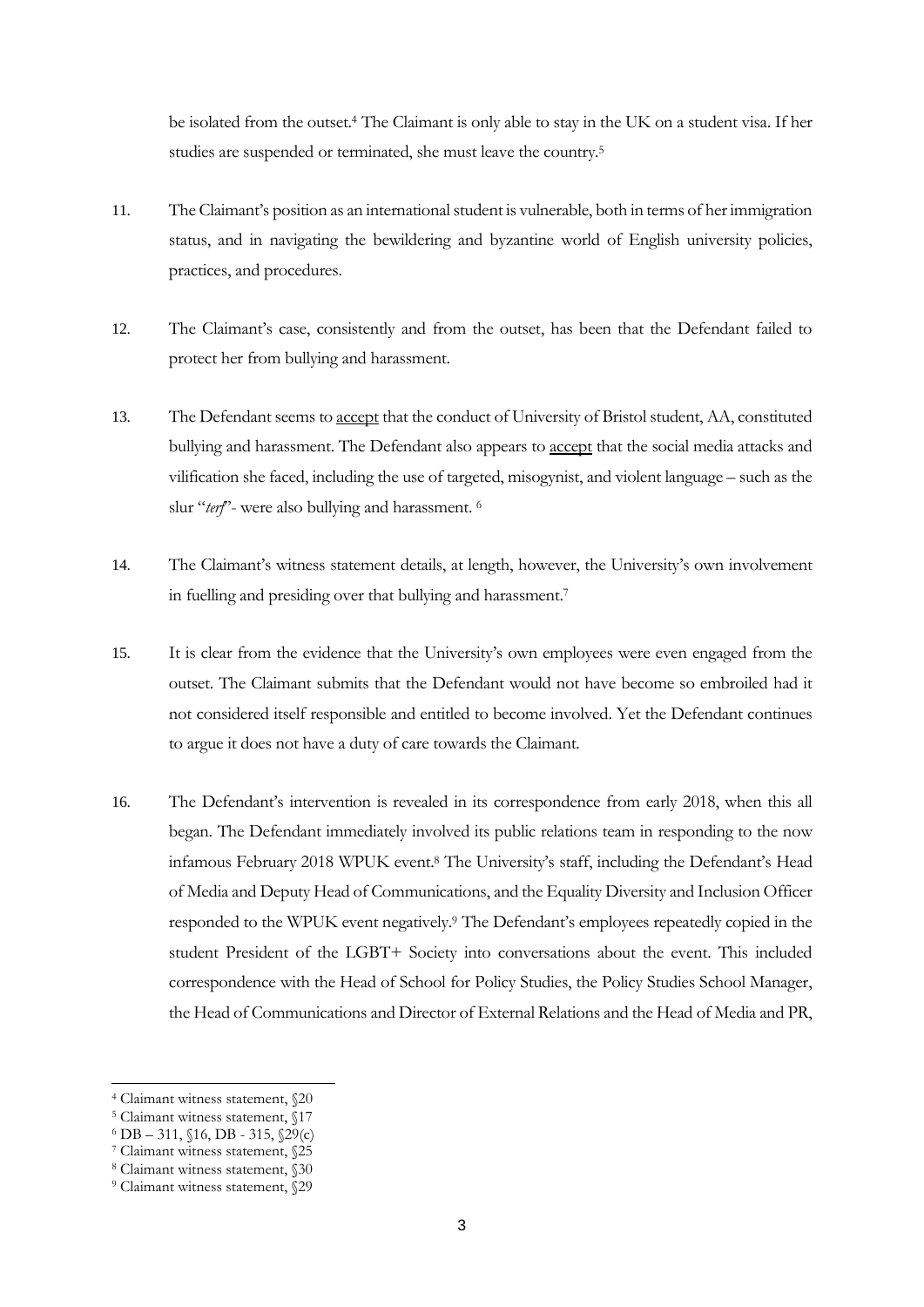be isolated from the outset.[4] The Claimant is only able to stay in the UK on a student visa. If her studies are suspended or terminated, she must leave the country.[5]

11. The Claimant's position as an international student is vulnerable, both in terms of her immigration status, and in navigating the bewildering and byzantine world of English university policies, practices, and procedures.

12. The Claimant's case, consistently and from the outset, has been that the Defendant failed to protect her from bullying and harassment.

13. The Defendant seems to <u>accept</u> that the conduct of University of Bristol student, AA, constituted bullying and harassment. The Defendant also appears to <u>accept</u> that the social media attacks and vilification she faced, including the use of targeted, misogynist, and violent language – such as the slur "*terf*"- were also bullying and harassment. [6]

14. The Claimant's witness statement details, at length, however, the University's own involvement in fuelling and presiding over that bullying and harassment.[7]

15. It is clear from the evidence that the University's own employees were even engaged from the outset. The Claimant submits that the Defendant would not have become so embroiled had it not considered itself responsible and entitled to become involved. Yet the Defendant continues to argue it does not have a duty of care towards the Claimant.

16. The Defendant's intervention is revealed in its correspondence from early 2018, when this all began. The Defendant immediately involved its public relations team in responding to the now infamous February 2018 WPUK event.[8] The University's staff, including the Defendant's Head of Media and Deputy Head of Communications, and the Equality Diversity and Inclusion Officer responded to the WPUK event negatively.[9] The Defendant's employees repeatedly copied in the student President of the LGBT+ Society into conversations about the event. This included correspondence with the Head of School for Policy Studies, the Policy Studies School Manager, the Head of Communications and Director of External Relations and the Head of Media and PR,

---

[4] Claimant witness statement, §20

[5] Claimant witness statement, §17

[6] DB – 311, §16, DB - 315, §29(c)

[7] Claimant witness statement, §25

[8] Claimant witness statement, §30

[9] Claimant witness statement, §29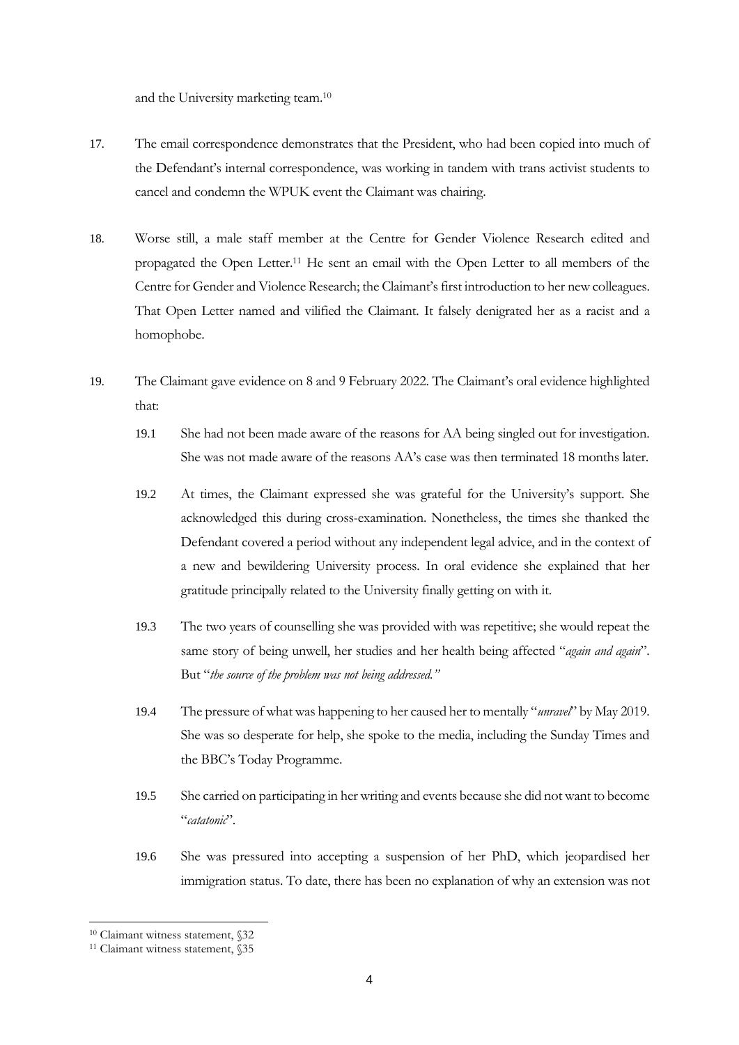and the University marketing team.[10]

17. The email correspondence demonstrates that the President, who had been copied into much of the Defendant's internal correspondence, was working in tandem with trans activist students to cancel and condemn the WPUK event the Claimant was chairing.

18. Worse still, a male staff member at the Centre for Gender Violence Research edited and propagated the Open Letter.[11] He sent an email with the Open Letter to all members of the Centre for Gender and Violence Research; the Claimant's first introduction to her new colleagues. That Open Letter named and vilified the Claimant. It falsely denigrated her as a racist and a homophobe.

19. The Claimant gave evidence on 8 and 9 February 2022. The Claimant's oral evidence highlighted that:

    19.1 She had not been made aware of the reasons for AA being singled out for investigation. She was not made aware of the reasons AA's case was then terminated 18 months later.

    19.2 At times, the Claimant expressed she was grateful for the University's support. She acknowledged this during cross-examination. Nonetheless, the times she thanked the Defendant covered a period without any independent legal advice, and in the context of a new and bewildering University process. In oral evidence she explained that her gratitude principally related to the University finally getting on with it.

    19.3 The two years of counselling she was provided with was repetitive; she would repeat the same story of being unwell, her studies and her health being affected "*again and again*". But "*the source of the problem was not being addressed.*"

    19.4 The pressure of what was happening to her caused her to mentally "*unravel*" by May 2019. She was so desperate for help, she spoke to the media, including the Sunday Times and the BBC's Today Programme.

    19.5 She carried on participating in her writing and events because she did not want to become "*catatonic*".

    19.6 She was pressured into accepting a suspension of her PhD, which jeopardised her immigration status. To date, there has been no explanation of why an extension was not

---

[10] Claimant witness statement, §32

[11] Claimant witness statement, §35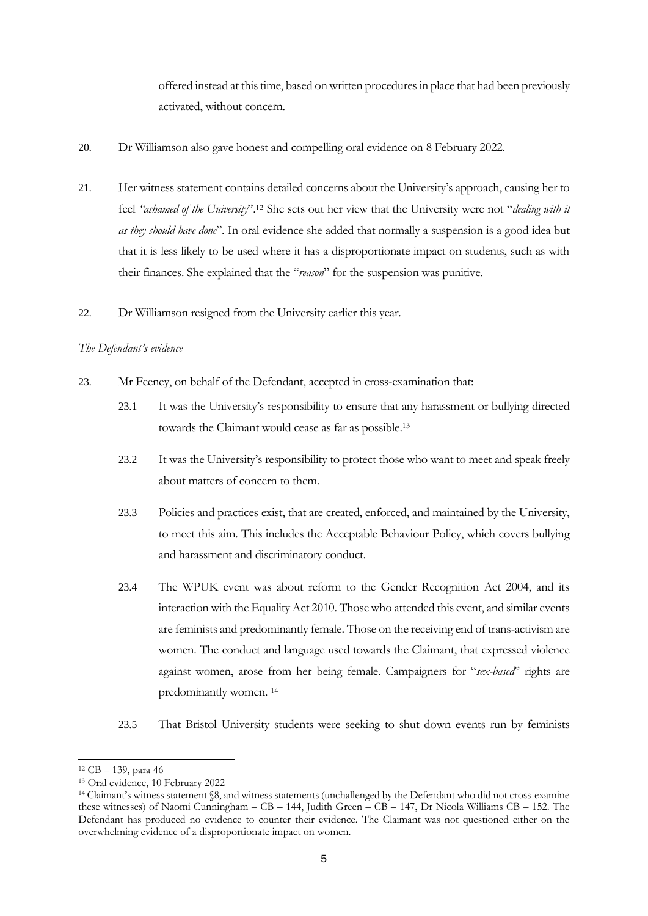offered instead at this time, based on written procedures in place that had been previously activated, without concern.

20. Dr Williamson also gave honest and compelling oral evidence on 8 February 2022.

21. Her witness statement contains detailed concerns about the University's approach, causing her to feel *"ashamed of the University"*.[12] She sets out her view that the University were not "*dealing with it as they should have done*". In oral evidence she added that normally a suspension is a good idea but that it is less likely to be used where it has a disproportionate impact on students, such as with their finances. She explained that the "*reason*" for the suspension was punitive.

22. Dr Williamson resigned from the University earlier this year.

*The Defendant's evidence*

23. Mr Feeney, on behalf of the Defendant, accepted in cross-examination that:

    23.1 It was the University's responsibility to ensure that any harassment or bullying directed towards the Claimant would cease as far as possible.[13]

    23.2 It was the University's responsibility to protect those who want to meet and speak freely about matters of concern to them.

    23.3 Policies and practices exist, that are created, enforced, and maintained by the University, to meet this aim. This includes the Acceptable Behaviour Policy, which covers bullying and harassment and discriminatory conduct.

    23.4 The WPUK event was about reform to the Gender Recognition Act 2004, and its interaction with the Equality Act 2010. Those who attended this event, and similar events are feminists and predominantly female. Those on the receiving end of trans-activism are women. The conduct and language used towards the Claimant, that expressed violence against women, arose from her being female. Campaigners for "*sex-based*" rights are predominantly women. [14]

    23.5 That Bristol University students were seeking to shut down events run by feminists

---

[12] CB – 139, para 46

[13] Oral evidence, 10 February 2022

[14] Claimant's witness statement §8, and witness statements (unchallenged by the Defendant who did <u>not</u> cross-examine these witnesses) of Naomi Cunningham – CB – 144, Judith Green – CB – 147, Dr Nicola Williams CB – 152. The Defendant has produced no evidence to counter their evidence. The Claimant was not questioned either on the overwhelming evidence of a disproportionate impact on women.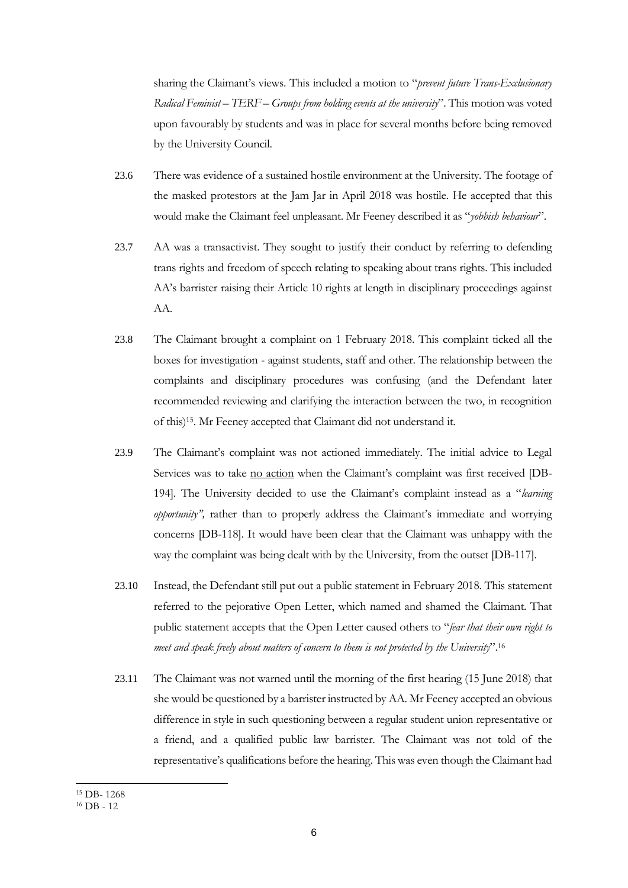sharing the Claimant's views. This included a motion to "*prevent future Trans-Exclusionary Radical Feminist – TERF – Groups from holding events at the university*". This motion was voted upon favourably by students and was in place for several months before being removed by the University Council.

23.6 There was evidence of a sustained hostile environment at the University. The footage of the masked protestors at the Jam Jar in April 2018 was hostile. He accepted that this would make the Claimant feel unpleasant. Mr Feeney described it as "*yobbish behaviour*".

23.7 AA was a transactivist. They sought to justify their conduct by referring to defending trans rights and freedom of speech relating to speaking about trans rights. This included AA's barrister raising their Article 10 rights at length in disciplinary proceedings against AA.

23.8 The Claimant brought a complaint on 1 February 2018. This complaint ticked all the boxes for investigation - against students, staff and other. The relationship between the complaints and disciplinary procedures was confusing (and the Defendant later recommended reviewing and clarifying the interaction between the two, in recognition of this)[15]. Mr Feeney accepted that Claimant did not understand it.

23.9 The Claimant's complaint was not actioned immediately. The initial advice to Legal Services was to take <u>no action</u> when the Claimant's complaint was first received [DB-194]. The University decided to use the Claimant's complaint instead as a "*learning opportunity",* rather than to properly address the Claimant's immediate and worrying concerns [DB-118]. It would have been clear that the Claimant was unhappy with the way the complaint was being dealt with by the University, from the outset [DB-117].

23.10 Instead, the Defendant still put out a public statement in February 2018. This statement referred to the pejorative Open Letter, which named and shamed the Claimant. That public statement accepts that the Open Letter caused others to "*fear that their own right to meet and speak freely about matters of concern to them is not protected by the University*".[16]

23.11 The Claimant was not warned until the morning of the first hearing (15 June 2018) that she would be questioned by a barrister instructed by AA. Mr Feeney accepted an obvious difference in style in such questioning between a regular student union representative or a friend, and a qualified public law barrister. The Claimant was not told of the representative's qualifications before the hearing. This was even though the Claimant had

---

[15] DB- 1268

[16] DB - 12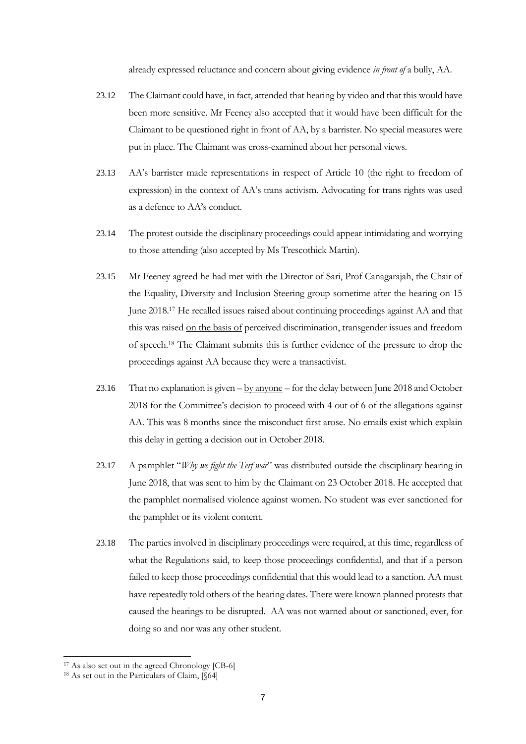already expressed reluctance and concern about giving evidence *in front of* a bully, AA.

23.12 The Claimant could have, in fact, attended that hearing by video and that this would have been more sensitive. Mr Feeney also accepted that it would have been difficult for the Claimant to be questioned right in front of AA, by a barrister. No special measures were put in place. The Claimant was cross-examined about her personal views.

23.13 AA's barrister made representations in respect of Article 10 (the right to freedom of expression) in the context of AA's trans activism. Advocating for trans rights was used as a defence to AA's conduct.

23.14 The protest outside the disciplinary proceedings could appear intimidating and worrying to those attending (also accepted by Ms Trescothick Martin).

23.15 Mr Feeney agreed he had met with the Director of Sari, Prof Canagarajah, the Chair of the Equality, Diversity and Inclusion Steering group sometime after the hearing on 15 June 2018.[17] He recalled issues raised about continuing proceedings against AA and that this was raised <u>on the basis of</u> perceived discrimination, transgender issues and freedom of speech.[18] The Claimant submits this is further evidence of the pressure to drop the proceedings against AA because they were a transactivist.

23.16 That no explanation is given – <u>by anyone</u> – for the delay between June 2018 and October 2018 for the Committee's decision to proceed with 4 out of 6 of the allegations against AA. This was 8 months since the misconduct first arose. No emails exist which explain this delay in getting a decision out in October 2018.

23.17 A pamphlet "*Why we fight the Terf war*" was distributed outside the disciplinary hearing in June 2018, that was sent to him by the Claimant on 23 October 2018. He accepted that the pamphlet normalised violence against women. No student was ever sanctioned for the pamphlet or its violent content.

23.18 The parties involved in disciplinary proceedings were required, at this time, regardless of what the Regulations said, to keep those proceedings confidential, and that if a person failed to keep those proceedings confidential that this would lead to a sanction. AA must have repeatedly told others of the hearing dates. There were known planned protests that caused the hearings to be disrupted. AA was not warned about or sanctioned, ever, for doing so and nor was any other student.

---

[17] As also set out in the agreed Chronology [CB-6]

[18] As set out in the Particulars of Claim, [§64]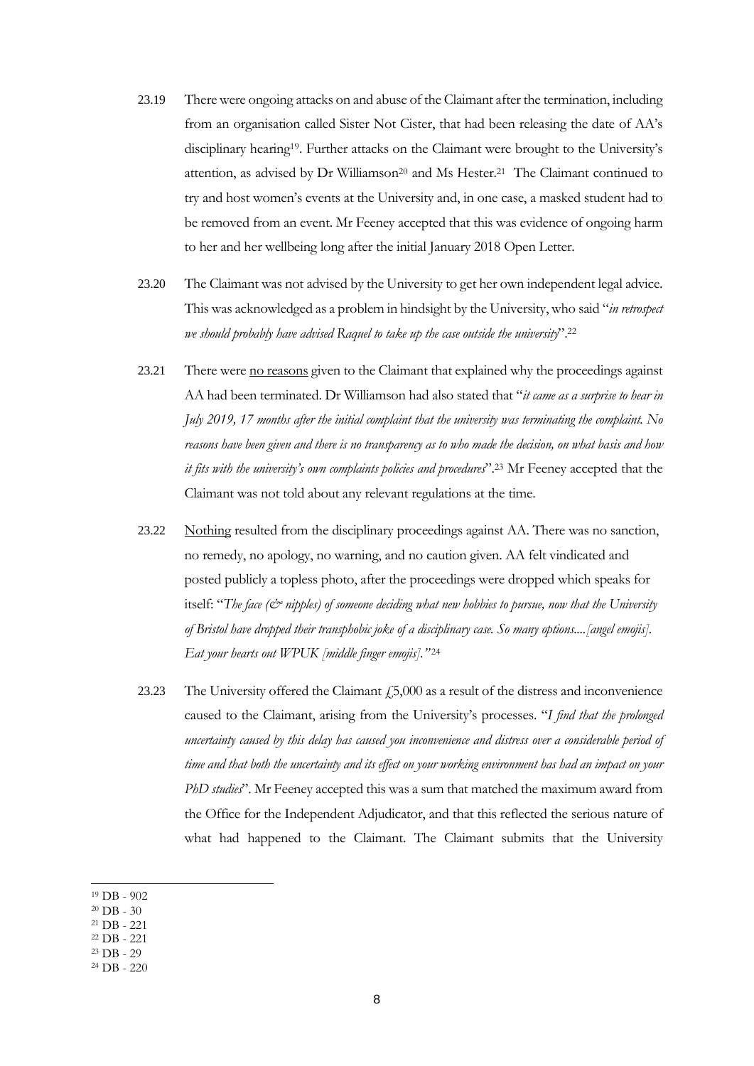23.19 There were ongoing attacks on and abuse of the Claimant after the termination, including from an organisation called Sister Not Cister, that had been releasing the date of AA's disciplinary hearing[19]. Further attacks on the Claimant were brought to the University's attention, as advised by Dr Williamson[20] and Ms Hester.[21] The Claimant continued to try and host women's events at the University and, in one case, a masked student had to be removed from an event. Mr Feeney accepted that this was evidence of ongoing harm to her and her wellbeing long after the initial January 2018 Open Letter.

23.20 The Claimant was not advised by the University to get her own independent legal advice. This was acknowledged as a problem in hindsight by the University, who said "*in retrospect we should probably have advised Raquel to take up the case outside the university*".[22]

23.21 There were <u>no reasons</u> given to the Claimant that explained why the proceedings against AA had been terminated. Dr Williamson had also stated that "*it came as a surprise to hear in July 2019, 17 months after the initial complaint that the university was terminating the complaint. No reasons have been given and there is no transparency as to who made the decision, on what basis and how it fits with the university's own complaints policies and procedures*".[23] Mr Feeney accepted that the Claimant was not told about any relevant regulations at the time.

23.22 <u>Nothing</u> resulted from the disciplinary proceedings against AA. There was no sanction, no remedy, no apology, no warning, and no caution given. AA felt vindicated and posted publicly a topless photo, after the proceedings were dropped which speaks for itself: "*The face (& nipples) of someone deciding what new hobbies to pursue, now that the University of Bristol have dropped their transphobic joke of a disciplinary case. So many options....[angel emojis]. Eat your hearts out WPUK [middle finger emojis].*"[24]

23.23 The University offered the Claimant £5,000 as a result of the distress and inconvenience caused to the Claimant, arising from the University's processes. "*I find that the prolonged uncertainty caused by this delay has caused you inconvenience and distress over a considerable period of time and that both the uncertainty and its effect on your working environment has had an impact on your PhD studies*". Mr Feeney accepted this was a sum that matched the maximum award from the Office for the Independent Adjudicator, and that this reflected the serious nature of what had happened to the Claimant. The Claimant submits that the University

---

[19] DB - 902
[20] DB - 30
[21] DB - 221
[22] DB - 221
[23] DB - 29
[24] DB - 220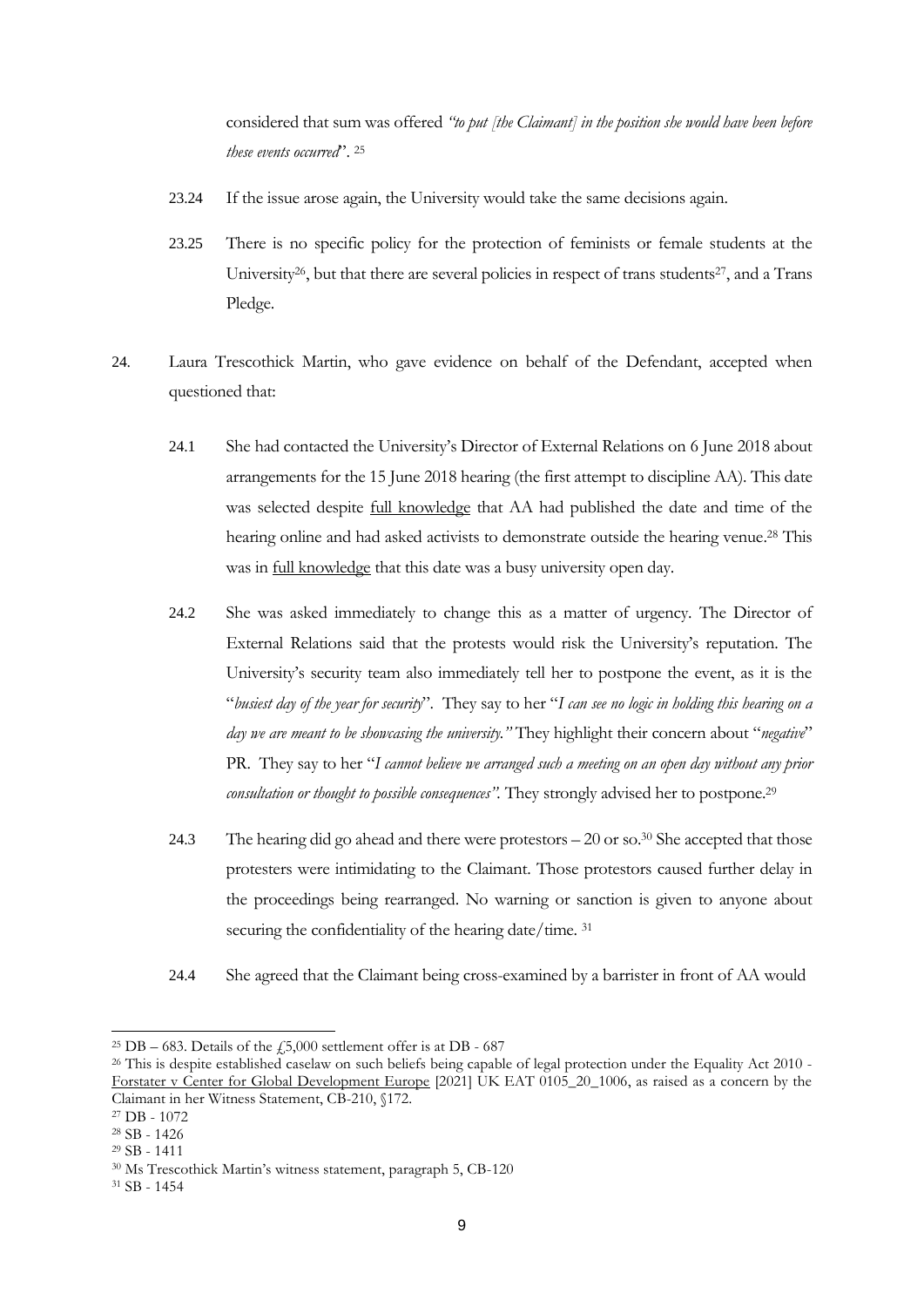considered that sum was offered *"to put [the Claimant] in the position she would have been before these events occurred*". [25]

23.24 If the issue arose again, the University would take the same decisions again.

23.25 There is no specific policy for the protection of feminists or female students at the University[26], but that there are several policies in respect of trans students[27], and a Trans Pledge.

24. Laura Trescothick Martin, who gave evidence on behalf of the Defendant, accepted when questioned that:

24.1 She had contacted the University's Director of External Relations on 6 June 2018 about arrangements for the 15 June 2018 hearing (the first attempt to discipline AA). This date was selected despite full knowledge that AA had published the date and time of the hearing online and had asked activists to demonstrate outside the hearing venue.[28] This was in full knowledge that this date was a busy university open day.

24.2 She was asked immediately to change this as a matter of urgency. The Director of External Relations said that the protests would risk the University's reputation. The University's security team also immediately tell her to postpone the event, as it is the "*busiest day of the year for security*". They say to her "*I can see no logic in holding this hearing on a day we are meant to be showcasing the university."* They highlight their concern about "*negative*" PR. They say to her "*I cannot believe we arranged such a meeting on an open day without any prior consultation or thought to possible consequences".* They strongly advised her to postpone.[29]

24.3 The hearing did go ahead and there were protestors – 20 or so.[30] She accepted that those protesters were intimidating to the Claimant. Those protestors caused further delay in the proceedings being rearranged. No warning or sanction is given to anyone about securing the confidentiality of the hearing date/time. [31]

24.4 She agreed that the Claimant being cross-examined by a barrister in front of AA would

---

[25] DB – 683. Details of the £5,000 settlement offer is at DB - 687

[26] This is despite established caselaw on such beliefs being capable of legal protection under the Equality Act 2010 - Forstater v Center for Global Development Europe [2021] UK EAT 0105_20_1006, as raised as a concern by the Claimant in her Witness Statement, CB-210, §172.

[27] DB - 1072

[28] SB - 1426

[29] SB - 1411

[30] Ms Trescothick Martin's witness statement, paragraph 5, CB-120

[31] SB - 1454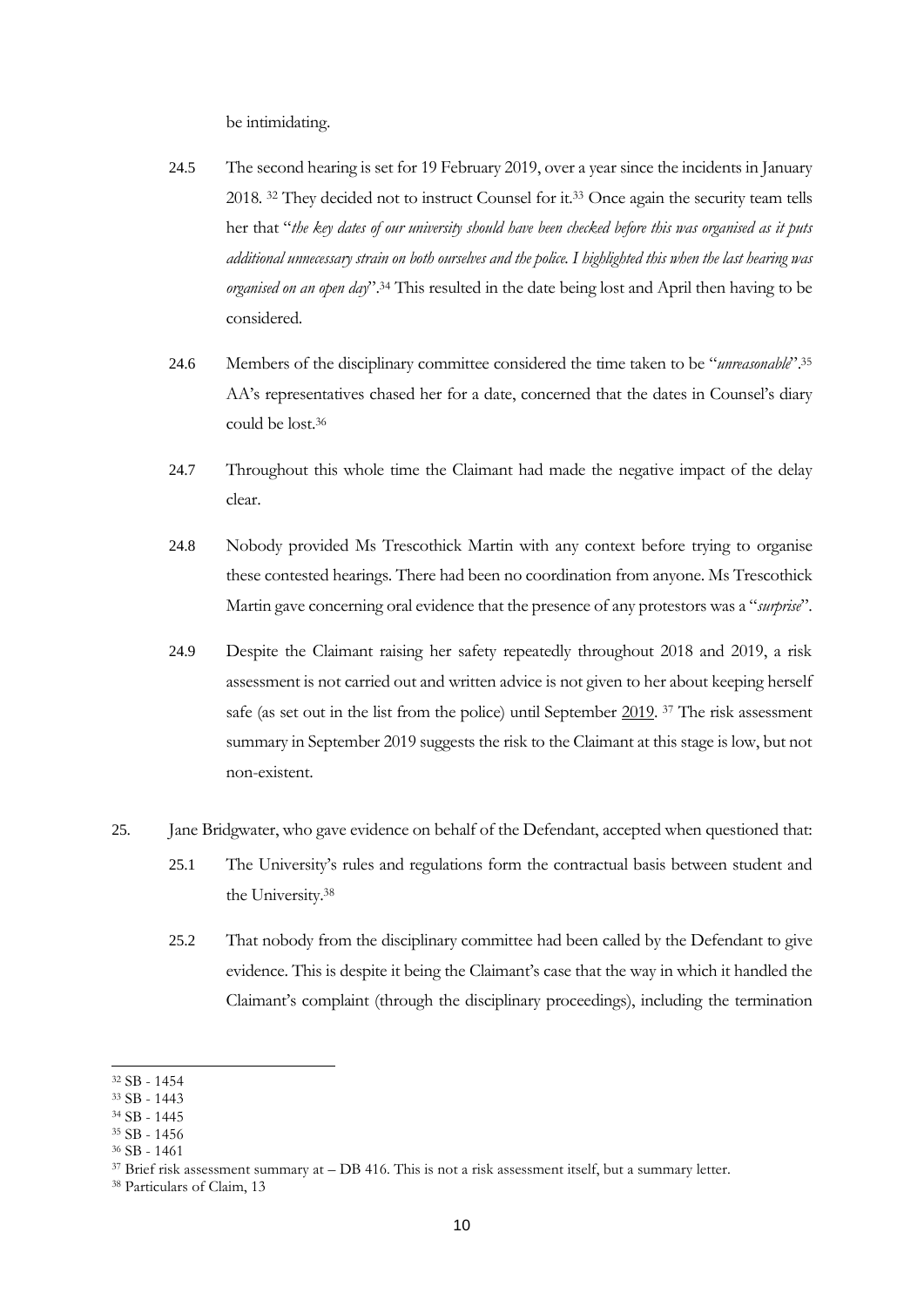be intimidating.

24.5 The second hearing is set for 19 February 2019, over a year since the incidents in January 2018. [32] They decided not to instruct Counsel for it.[33] Once again the security team tells her that "*the key dates of our university should have been checked before this was organised as it puts additional unnecessary strain on both ourselves and the police. I highlighted this when the last hearing was organised on an open day*".[34] This resulted in the date being lost and April then having to be considered.

24.6 Members of the disciplinary committee considered the time taken to be "*unreasonable*".[35] AA's representatives chased her for a date, concerned that the dates in Counsel's diary could be lost.[36]

24.7 Throughout this whole time the Claimant had made the negative impact of the delay clear.

24.8 Nobody provided Ms Trescothick Martin with any context before trying to organise these contested hearings. There had been no coordination from anyone. Ms Trescothick Martin gave concerning oral evidence that the presence of any protestors was a "*surprise*".

24.9 Despite the Claimant raising her safety repeatedly throughout 2018 and 2019, a risk assessment is not carried out and written advice is not given to her about keeping herself safe (as set out in the list from the police) until September <u>2019</u>. [37] The risk assessment summary in September 2019 suggests the risk to the Claimant at this stage is low, but not non-existent.

25. Jane Bridgwater, who gave evidence on behalf of the Defendant, accepted when questioned that:

25.1 The University's rules and regulations form the contractual basis between student and the University.[38]

25.2 That nobody from the disciplinary committee had been called by the Defendant to give evidence. This is despite it being the Claimant's case that the way in which it handled the Claimant's complaint (through the disciplinary proceedings), including the termination

---

[32] SB - 1454

[33] SB - 1443

[34] SB - 1445

[35] SB - 1456

[36] SB - 1461

[37] Brief risk assessment summary at – DB 416. This is not a risk assessment itself, but a summary letter.

[38] Particulars of Claim, 13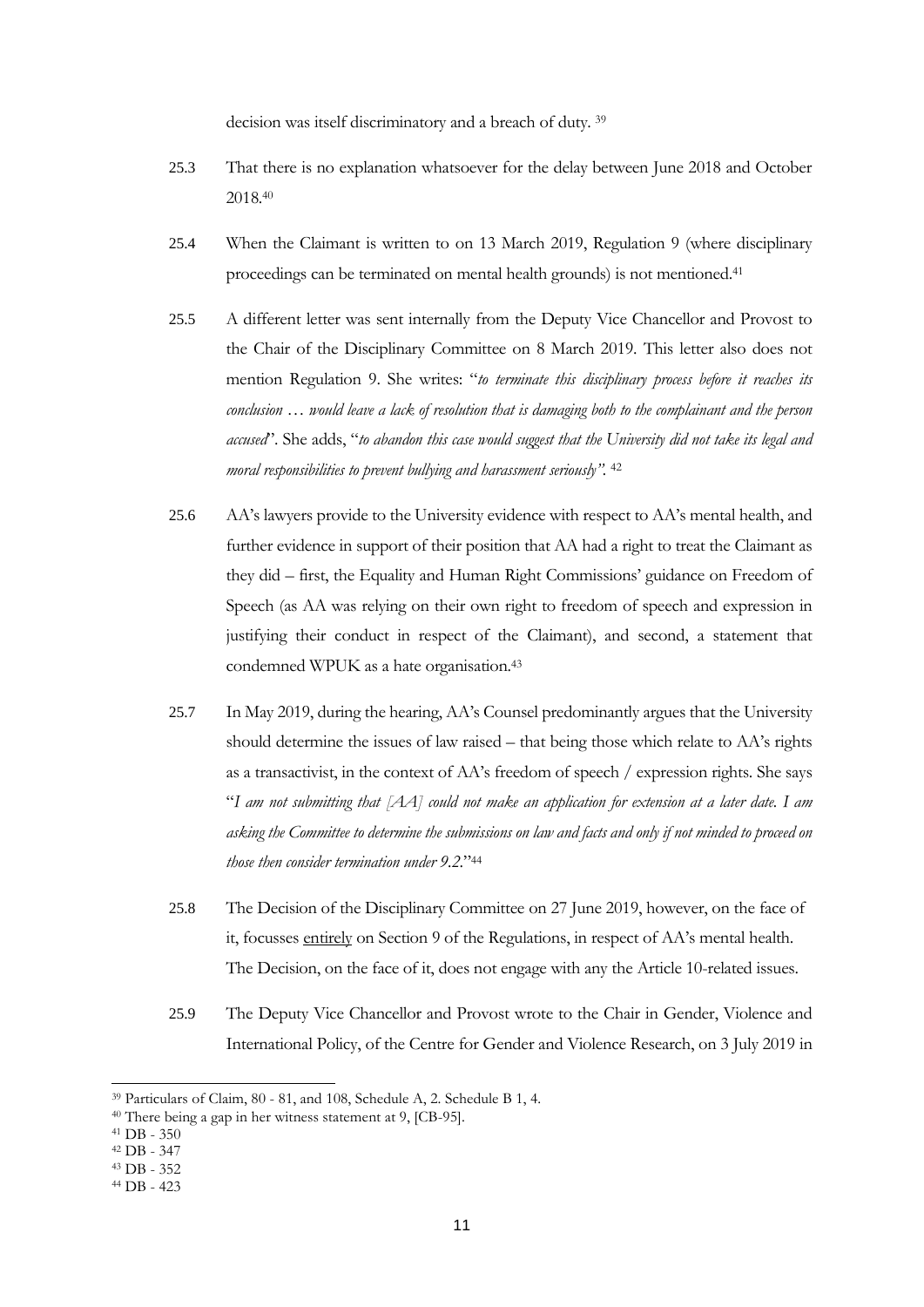decision was itself discriminatory and a breach of duty. [39]

25.3 That there is no explanation whatsoever for the delay between June 2018 and October 2018.[40]

25.4 When the Claimant is written to on 13 March 2019, Regulation 9 (where disciplinary proceedings can be terminated on mental health grounds) is not mentioned.[41]

25.5 A different letter was sent internally from the Deputy Vice Chancellor and Provost to the Chair of the Disciplinary Committee on 8 March 2019. This letter also does not mention Regulation 9. She writes: "*to terminate this disciplinary process before it reaches its conclusion … would leave a lack of resolution that is damaging both to the complainant and the person accused*". She adds, "*to abandon this case would suggest that the University did not take its legal and moral responsibilities to prevent bullying and harassment seriously".* [42]

25.6 AA's lawyers provide to the University evidence with respect to AA's mental health, and further evidence in support of their position that AA had a right to treat the Claimant as they did – first, the Equality and Human Right Commissions' guidance on Freedom of Speech (as AA was relying on their own right to freedom of speech and expression in justifying their conduct in respect of the Claimant), and second, a statement that condemned WPUK as a hate organisation.[43]

25.7 In May 2019, during the hearing, AA's Counsel predominantly argues that the University should determine the issues of law raised – that being those which relate to AA's rights as a transactivist, in the context of AA's freedom of speech / expression rights. She says "*I am not submitting that [AA] could not make an application for extension at a later date. I am asking the Committee to determine the submissions on law and facts and only if not minded to proceed on those then consider termination under 9.2.*"[44]

25.8 The Decision of the Disciplinary Committee on 27 June 2019, however, on the face of it, focusses <u>entirely</u> on Section 9 of the Regulations, in respect of AA's mental health. The Decision, on the face of it, does not engage with any the Article 10-related issues.

25.9 The Deputy Vice Chancellor and Provost wrote to the Chair in Gender, Violence and International Policy, of the Centre for Gender and Violence Research, on 3 July 2019 in

---

[39] Particulars of Claim, 80 - 81, and 108, Schedule A, 2. Schedule B 1, 4.

[40] There being a gap in her witness statement at 9, [CB-95].

[41] DB - 350

[42] DB - 347

[43] DB - 352

[44] DB - 423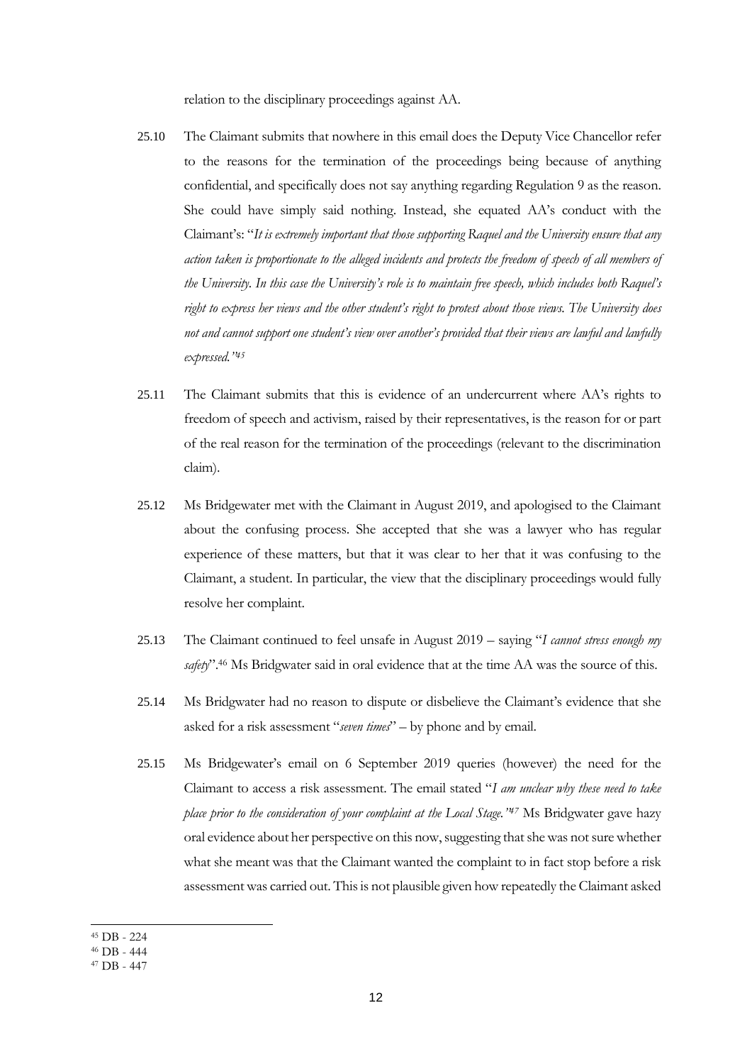relation to the disciplinary proceedings against AA.

25.10 The Claimant submits that nowhere in this email does the Deputy Vice Chancellor refer to the reasons for the termination of the proceedings being because of anything confidential, and specifically does not say anything regarding Regulation 9 as the reason. She could have simply said nothing. Instead, she equated AA's conduct with the Claimant's: "*It is extremely important that those supporting Raquel and the University ensure that any action taken is proportionate to the alleged incidents and protects the freedom of speech of all members of the University. In this case the University's role is to maintain free speech, which includes both Raquel's right to express her views and the other student's right to protest about those views. The University does not and cannot support one student's view over another's provided that their views are lawful and lawfully expressed.*"[45]

25.11 The Claimant submits that this is evidence of an undercurrent where AA's rights to freedom of speech and activism, raised by their representatives, is the reason for or part of the real reason for the termination of the proceedings (relevant to the discrimination claim).

25.12 Ms Bridgewater met with the Claimant in August 2019, and apologised to the Claimant about the confusing process. She accepted that she was a lawyer who has regular experience of these matters, but that it was clear to her that it was confusing to the Claimant, a student. In particular, the view that the disciplinary proceedings would fully resolve her complaint.

25.13 The Claimant continued to feel unsafe in August 2019 – saying "*I cannot stress enough my safety*".[46] Ms Bridgwater said in oral evidence that at the time AA was the source of this.

25.14 Ms Bridgwater had no reason to dispute or disbelieve the Claimant's evidence that she asked for a risk assessment "*seven times*" – by phone and by email.

25.15 Ms Bridgewater's email on 6 September 2019 queries (however) the need for the Claimant to access a risk assessment. The email stated "*I am unclear why these need to take place prior to the consideration of your complaint at the Local Stage.*"[47] Ms Bridgwater gave hazy oral evidence about her perspective on this now, suggesting that she was not sure whether what she meant was that the Claimant wanted the complaint to in fact stop before a risk assessment was carried out. This is not plausible given how repeatedly the Claimant asked

[45] DB - 224

[46] DB - 444

[47] DB - 447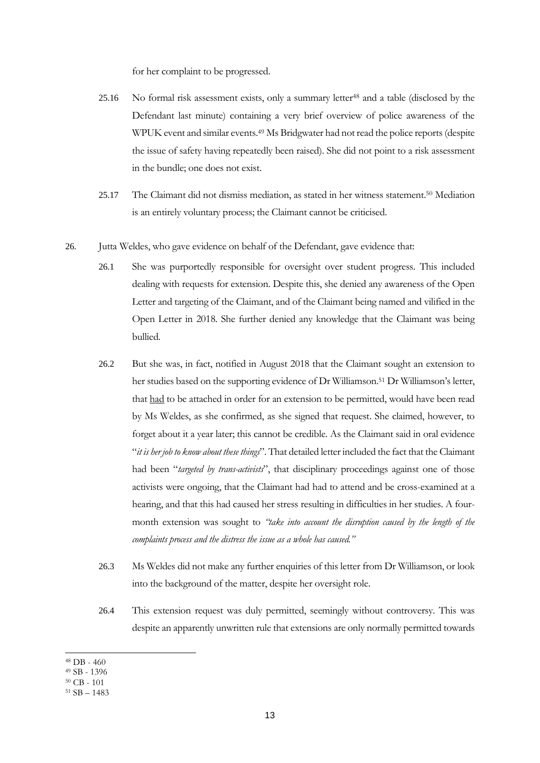for her complaint to be progressed.

25.16 No formal risk assessment exists, only a summary letter[48] and a table (disclosed by the Defendant last minute) containing a very brief overview of police awareness of the WPUK event and similar events.[49] Ms Bridgwater had not read the police reports (despite the issue of safety having repeatedly been raised). She did not point to a risk assessment in the bundle; one does not exist.

25.17 The Claimant did not dismiss mediation, as stated in her witness statement.[50] Mediation is an entirely voluntary process; the Claimant cannot be criticised.

26. Jutta Weldes, who gave evidence on behalf of the Defendant, gave evidence that:

26.1 She was purportedly responsible for oversight over student progress. This included dealing with requests for extension. Despite this, she denied any awareness of the Open Letter and targeting of the Claimant, and of the Claimant being named and vilified in the Open Letter in 2018. She further denied any knowledge that the Claimant was being bullied.

26.2 But she was, in fact, notified in August 2018 that the Claimant sought an extension to her studies based on the supporting evidence of Dr Williamson.[51] Dr Williamson's letter, that <u>had</u> to be attached in order for an extension to be permitted, would have been read by Ms Weldes, as she confirmed, as she signed that request. She claimed, however, to forget about it a year later; this cannot be credible. As the Claimant said in oral evidence "*it is her job to know about these things*". That detailed letter included the fact that the Claimant had been "*targeted by trans-activists*", that disciplinary proceedings against one of those activists were ongoing, that the Claimant had had to attend and be cross-examined at a hearing, and that this had caused her stress resulting in difficulties in her studies. A four-month extension was sought to *"take into account the disruption caused by the length of the complaints process and the distress the issue as a whole has caused."*

26.3 Ms Weldes did not make any further enquiries of this letter from Dr Williamson, or look into the background of the matter, despite her oversight role.

26.4 This extension request was duly permitted, seemingly without controversy. This was despite an apparently unwritten rule that extensions are only normally permitted towards

---

[48] DB - 460

[49] SB - 1396

[50] CB - 101

[51] SB – 1483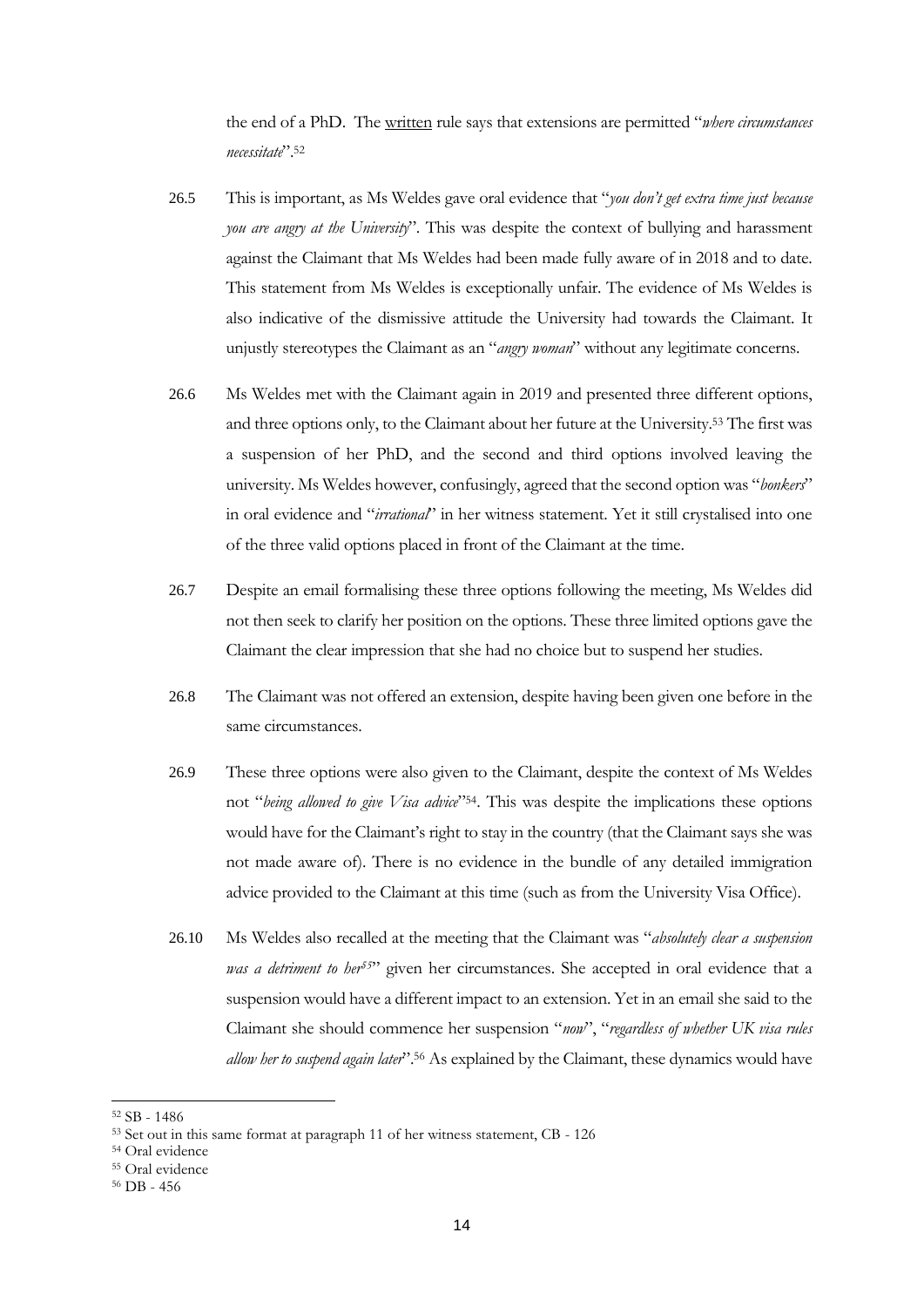the end of a PhD. The <u>written</u> rule says that extensions are permitted "*where circumstances necessitate*".[52]

26.5 This is important, as Ms Weldes gave oral evidence that "*you don't get extra time just because you are angry at the University*". This was despite the context of bullying and harassment against the Claimant that Ms Weldes had been made fully aware of in 2018 and to date. This statement from Ms Weldes is exceptionally unfair. The evidence of Ms Weldes is also indicative of the dismissive attitude the University had towards the Claimant. It unjustly stereotypes the Claimant as an "*angry woman*" without any legitimate concerns.

26.6 Ms Weldes met with the Claimant again in 2019 and presented three different options, and three options only, to the Claimant about her future at the University.[53] The first was a suspension of her PhD, and the second and third options involved leaving the university. Ms Weldes however, confusingly, agreed that the second option was "*bonkers*" in oral evidence and "*irrational*" in her witness statement. Yet it still crystalised into one of the three valid options placed in front of the Claimant at the time.

26.7 Despite an email formalising these three options following the meeting, Ms Weldes did not then seek to clarify her position on the options. These three limited options gave the Claimant the clear impression that she had no choice but to suspend her studies.

26.8 The Claimant was not offered an extension, despite having been given one before in the same circumstances.

26.9 These three options were also given to the Claimant, despite the context of Ms Weldes not "*being allowed to give Visa advice*"[54]. This was despite the implications these options would have for the Claimant's right to stay in the country (that the Claimant says she was not made aware of). There is no evidence in the bundle of any detailed immigration advice provided to the Claimant at this time (such as from the University Visa Office).

26.10 Ms Weldes also recalled at the meeting that the Claimant was "*absolutely clear a suspension was a detriment to her*[55]" given her circumstances. She accepted in oral evidence that a suspension would have a different impact to an extension. Yet in an email she said to the Claimant she should commence her suspension "*now*", "*regardless of whether UK visa rules allow her to suspend again later*".[56] As explained by the Claimant, these dynamics would have

---

[52] SB - 1486

[53] Set out in this same format at paragraph 11 of her witness statement, CB - 126

[54] Oral evidence

[55] Oral evidence

[56] DB - 456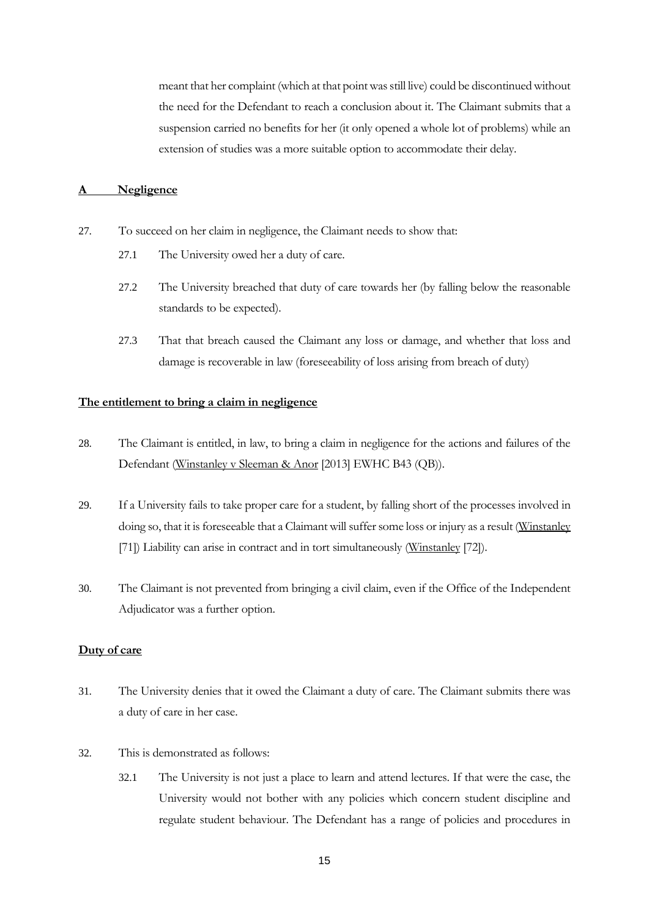meant that her complaint (which at that point was still live) could be discontinued without the need for the Defendant to reach a conclusion about it. The Claimant submits that a suspension carried no benefits for her (it only opened a whole lot of problems) while an extension of studies was a more suitable option to accommodate their delay.

## A Negligence

27. To succeed on her claim in negligence, the Claimant needs to show that:

    27.1 The University owed her a duty of care.

    27.2 The University breached that duty of care towards her (by falling below the reasonable standards to be expected).

    27.3 That that breach caused the Claimant any loss or damage, and whether that loss and damage is recoverable in law (foreseeability of loss arising from breach of duty)

### The entitlement to bring a claim in negligence

28. The Claimant is entitled, in law, to bring a claim in negligence for the actions and failures of the Defendant (Winstanley v Sleeman & Anor [2013] EWHC B43 (QB)).

29. If a University fails to take proper care for a student, by falling short of the processes involved in doing so, that it is foreseeable that a Claimant will suffer some loss or injury as a result (Winstanley [71]) Liability can arise in contract and in tort simultaneously (Winstanley [72]).

30. The Claimant is not prevented from bringing a civil claim, even if the Office of the Independent Adjudicator was a further option.

### Duty of care

31. The University denies that it owed the Claimant a duty of care. The Claimant submits there was a duty of care in her case.

32. This is demonstrated as follows:

    32.1 The University is not just a place to learn and attend lectures. If that were the case, the University would not bother with any policies which concern student discipline and regulate student behaviour. The Defendant has a range of policies and procedures in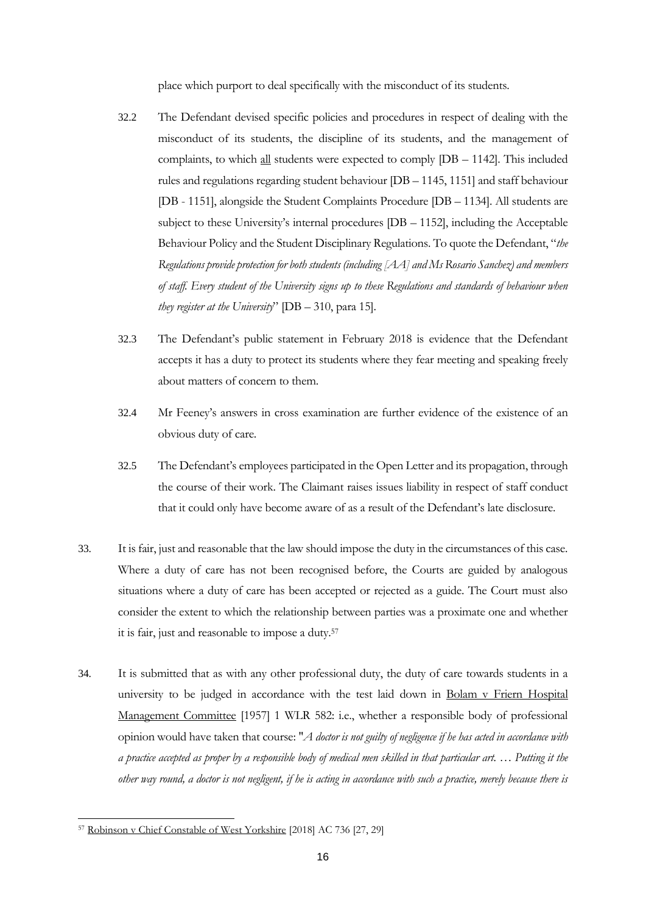place which purport to deal specifically with the misconduct of its students.

32.2 The Defendant devised specific policies and procedures in respect of dealing with the misconduct of its students, the discipline of its students, and the management of complaints, to which <u>all</u> students were expected to comply [DB – 1142]. This included rules and regulations regarding student behaviour [DB – 1145, 1151] and staff behaviour [DB - 1151], alongside the Student Complaints Procedure [DB – 1134]. All students are subject to these University's internal procedures [DB – 1152], including the Acceptable Behaviour Policy and the Student Disciplinary Regulations. To quote the Defendant, "*the Regulations provide protection for both students (including [AA] and Ms Rosario Sanchez) and members of staff. Every student of the University signs up to these Regulations and standards of behaviour when they register at the University*" [DB – 310, para 15].

32.3 The Defendant's public statement in February 2018 is evidence that the Defendant accepts it has a duty to protect its students where they fear meeting and speaking freely about matters of concern to them.

32.4 Mr Feeney's answers in cross examination are further evidence of the existence of an obvious duty of care.

32.5 The Defendant's employees participated in the Open Letter and its propagation, through the course of their work. The Claimant raises issues liability in respect of staff conduct that it could only have become aware of as a result of the Defendant's late disclosure.

33. It is fair, just and reasonable that the law should impose the duty in the circumstances of this case. Where a duty of care has not been recognised before, the Courts are guided by analogous situations where a duty of care has been accepted or rejected as a guide. The Court must also consider the extent to which the relationship between parties was a proximate one and whether it is fair, just and reasonable to impose a duty.[57]

34. It is submitted that as with any other professional duty, the duty of care towards students in a university to be judged in accordance with the test laid down in <u>Bolam v Friern Hospital Management Committee</u> [1957] 1 WLR 582: i.e., whether a responsible body of professional opinion would have taken that course: "*A doctor is not guilty of negligence if he has acted in accordance with a practice accepted as proper by a responsible body of medical men skilled in that particular art. … Putting it the other way round, a doctor is not negligent, if he is acting in accordance with such a practice, merely because there is*

---

[57] <u>Robinson v Chief Constable of West Yorkshire</u> [2018] AC 736 [27, 29]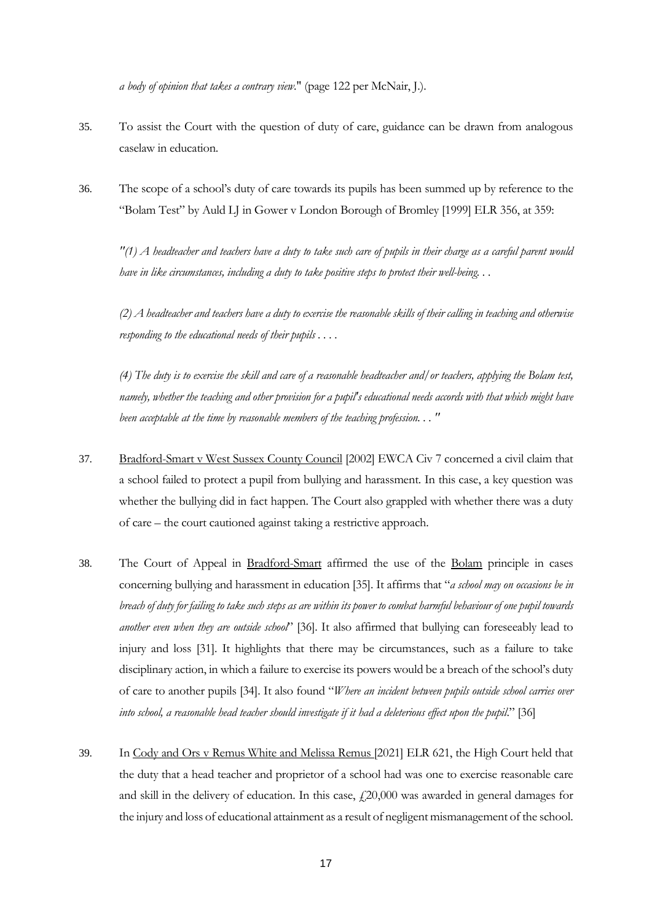*a body of opinion that takes a contrary view.*" (page 122 per McNair, J.).

35. To assist the Court with the question of duty of care, guidance can be drawn from analogous caselaw in education.

36. The scope of a school's duty of care towards its pupils has been summed up by reference to the "Bolam Test" by Auld LJ in Gower v London Borough of Bromley [1999] ELR 356, at 359:

    *"(1) A headteacher and teachers have a duty to take such care of pupils in their charge as a careful parent would have in like circumstances, including a duty to take positive steps to protect their well-being. . .*

    *(2) A headteacher and teachers have a duty to exercise the reasonable skills of their calling in teaching and otherwise responding to the educational needs of their pupils . . . .*

    *(4) The duty is to exercise the skill and care of a reasonable headteacher and/or teachers, applying the Bolam test, namely, whether the teaching and other provision for a pupil's educational needs accords with that which might have been acceptable at the time by reasonable members of the teaching profession. . . "*

37. Bradford-Smart v West Sussex County Council [2002] EWCA Civ 7 concerned a civil claim that a school failed to protect a pupil from bullying and harassment. In this case, a key question was whether the bullying did in fact happen. The Court also grappled with whether there was a duty of care – the court cautioned against taking a restrictive approach.

38. The Court of Appeal in Bradford-Smart affirmed the use of the Bolam principle in cases concerning bullying and harassment in education [35]. It affirms that "*a school may on occasions be in breach of duty for failing to take such steps as are within its power to combat harmful behaviour of one pupil towards another even when they are outside school*" [36]. It also affirmed that bullying can foreseeably lead to injury and loss [31]. It highlights that there may be circumstances, such as a failure to take disciplinary action, in which a failure to exercise its powers would be a breach of the school's duty of care to another pupils [34]. It also found "*Where an incident between pupils outside school carries over into school, a reasonable head teacher should investigate if it had a deleterious effect upon the pupil.*" [36]

39. In Cody and Ors v Remus White and Melissa Remus [2021] ELR 621, the High Court held that the duty that a head teacher and proprietor of a school had was one to exercise reasonable care and skill in the delivery of education. In this case, £20,000 was awarded in general damages for the injury and loss of educational attainment as a result of negligent mismanagement of the school.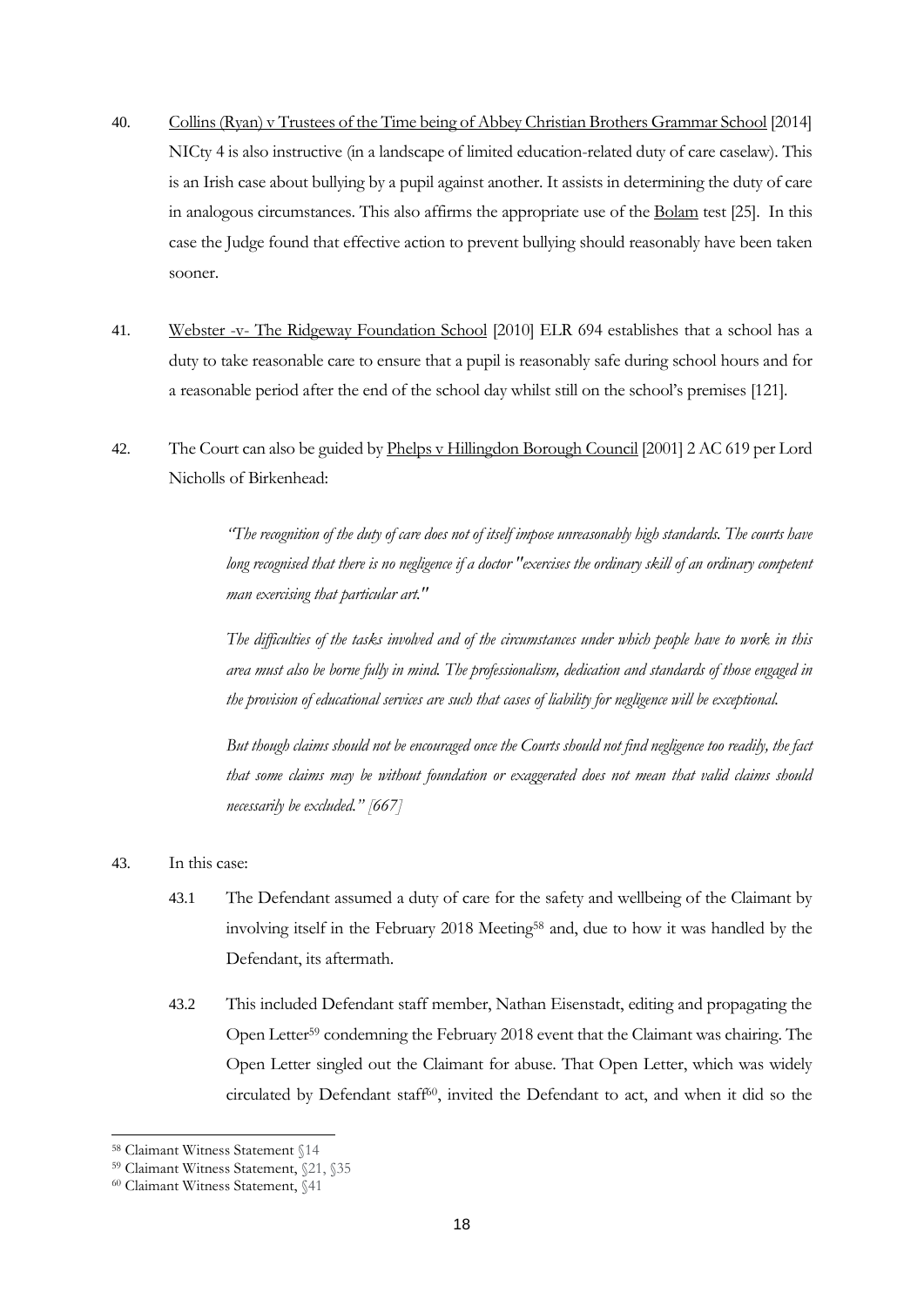40. Collins (Ryan) v Trustees of the Time being of Abbey Christian Brothers Grammar School [2014] NICty 4 is also instructive (in a landscape of limited education-related duty of care caselaw). This is an Irish case about bullying by a pupil against another. It assists in determining the duty of care in analogous circumstances. This also affirms the appropriate use of the Bolam test [25]. In this case the Judge found that effective action to prevent bullying should reasonably have been taken sooner.

41. Webster -v- The Ridgeway Foundation School [2010] ELR 694 establishes that a school has a duty to take reasonable care to ensure that a pupil is reasonably safe during school hours and for a reasonable period after the end of the school day whilst still on the school's premises [121].

42. The Court can also be guided by Phelps v Hillingdon Borough Council [2001] 2 AC 619 per Lord Nicholls of Birkenhead:

> *"The recognition of the duty of care does not of itself impose unreasonably high standards. The courts have long recognised that there is no negligence if a doctor "exercises the ordinary skill of an ordinary competent man exercising that particular art."*
>
> *The difficulties of the tasks involved and of the circumstances under which people have to work in this area must also be borne fully in mind. The professionalism, dedication and standards of those engaged in the provision of educational services are such that cases of liability for negligence will be exceptional.*
>
> *But though claims should not be encouraged once the Courts should not find negligence too readily, the fact that some claims may be without foundation or exaggerated does not mean that valid claims should necessarily be excluded." [667]*

43. In this case:

    43.1 The Defendant assumed a duty of care for the safety and wellbeing of the Claimant by involving itself in the February 2018 Meeting[58] and, due to how it was handled by the Defendant, its aftermath.

    43.2 This included Defendant staff member, Nathan Eisenstadt, editing and propagating the Open Letter[59] condemning the February 2018 event that the Claimant was chairing. The Open Letter singled out the Claimant for abuse. That Open Letter, which was widely circulated by Defendant staff[60], invited the Defendant to act, and when it did so the

---

[58] Claimant Witness Statement §14

[59] Claimant Witness Statement, §21, §35

[60] Claimant Witness Statement, §41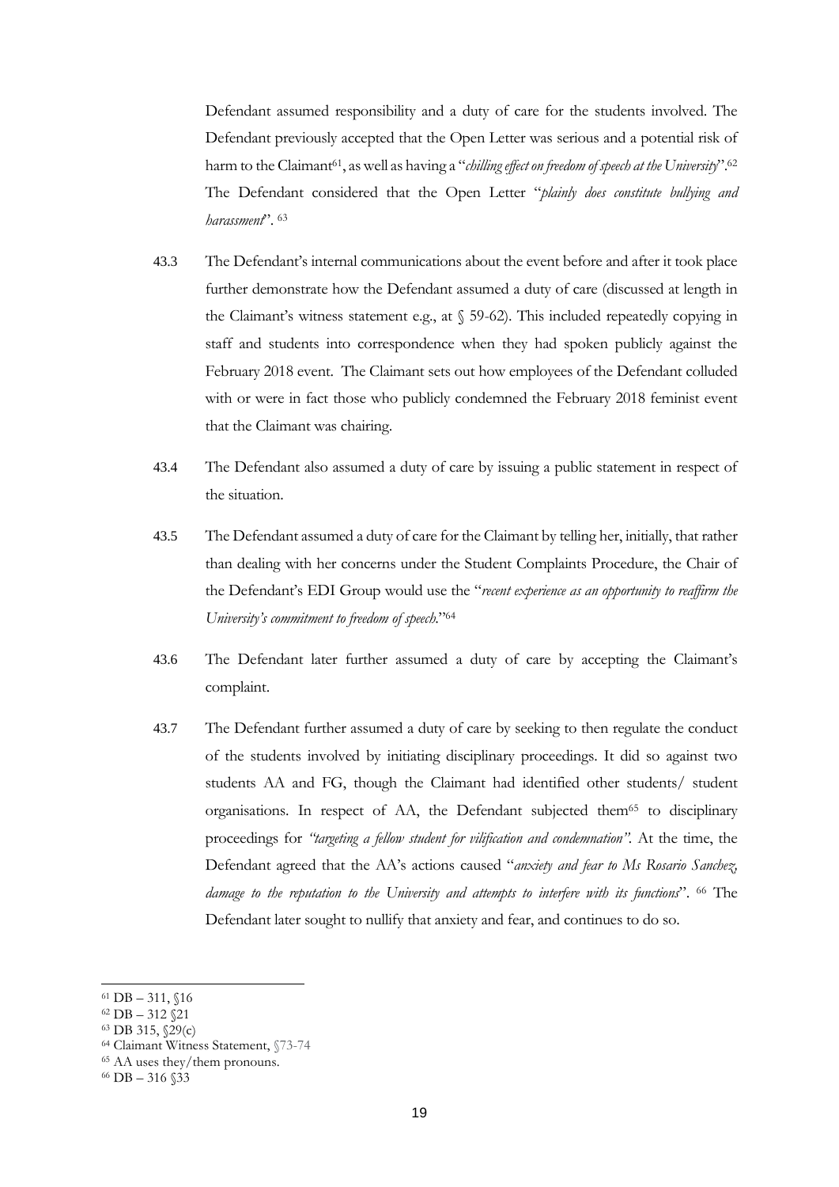Defendant assumed responsibility and a duty of care for the students involved. The Defendant previously accepted that the Open Letter was serious and a potential risk of harm to the Claimant[61], as well as having a "*chilling effect on freedom of speech at the University*".[62] The Defendant considered that the Open Letter "*plainly does constitute bullying and harassment*". [63]

43.3 The Defendant's internal communications about the event before and after it took place further demonstrate how the Defendant assumed a duty of care (discussed at length in the Claimant's witness statement e.g., at § 59-62). This included repeatedly copying in staff and students into correspondence when they had spoken publicly against the February 2018 event. The Claimant sets out how employees of the Defendant colluded with or were in fact those who publicly condemned the February 2018 feminist event that the Claimant was chairing.

43.4 The Defendant also assumed a duty of care by issuing a public statement in respect of the situation.

43.5 The Defendant assumed a duty of care for the Claimant by telling her, initially, that rather than dealing with her concerns under the Student Complaints Procedure, the Chair of the Defendant's EDI Group would use the "*recent experience as an opportunity to reaffirm the University's commitment to freedom of speech.*"[64]

43.6 The Defendant later further assumed a duty of care by accepting the Claimant's complaint.

43.7 The Defendant further assumed a duty of care by seeking to then regulate the conduct of the students involved by initiating disciplinary proceedings. It did so against two students AA and FG, though the Claimant had identified other students/ student organisations. In respect of AA, the Defendant subjected them[65] to disciplinary proceedings for *"targeting a fellow student for vilification and condemnation"*. At the time, the Defendant agreed that the AA's actions caused "*anxiety and fear to Ms Rosario Sanchez, damage to the reputation to the University and attempts to interfere with its functions*". [66] The Defendant later sought to nullify that anxiety and fear, and continues to do so.

---

[61] DB – 311, §16

[62] DB – 312 §21

[63] DB 315, §29(c)

[64] Claimant Witness Statement, §73-74

[65] AA uses they/them pronouns.

[66] DB – 316 §33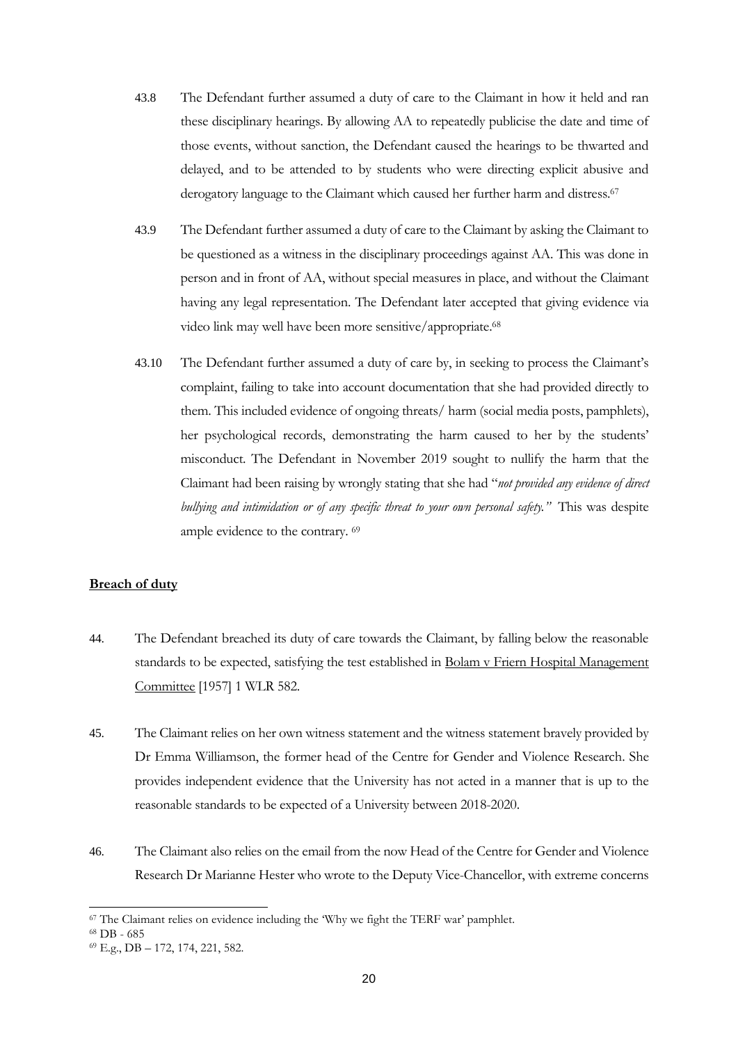43.8 The Defendant further assumed a duty of care to the Claimant in how it held and ran these disciplinary hearings. By allowing AA to repeatedly publicise the date and time of those events, without sanction, the Defendant caused the hearings to be thwarted and delayed, and to be attended to by students who were directing explicit abusive and derogatory language to the Claimant which caused her further harm and distress.[67]

43.9 The Defendant further assumed a duty of care to the Claimant by asking the Claimant to be questioned as a witness in the disciplinary proceedings against AA. This was done in person and in front of AA, without special measures in place, and without the Claimant having any legal representation. The Defendant later accepted that giving evidence via video link may well have been more sensitive/appropriate.[68]

43.10 The Defendant further assumed a duty of care by, in seeking to process the Claimant's complaint, failing to take into account documentation that she had provided directly to them. This included evidence of ongoing threats/ harm (social media posts, pamphlets), her psychological records, demonstrating the harm caused to her by the students' misconduct. The Defendant in November 2019 sought to nullify the harm that the Claimant had been raising by wrongly stating that she had "*not provided any evidence of direct bullying and intimidation or of any specific threat to your own personal safety.*" This was despite ample evidence to the contrary.[69]

**Breach of duty**

44. The Defendant breached its duty of care towards the Claimant, by falling below the reasonable standards to be expected, satisfying the test established in Bolam v Friern Hospital Management Committee [1957] 1 WLR 582.

45. The Claimant relies on her own witness statement and the witness statement bravely provided by Dr Emma Williamson, the former head of the Centre for Gender and Violence Research. She provides independent evidence that the University has not acted in a manner that is up to the reasonable standards to be expected of a University between 2018-2020.

46. The Claimant also relies on the email from the now Head of the Centre for Gender and Violence Research Dr Marianne Hester who wrote to the Deputy Vice-Chancellor, with extreme concerns

---

[67] The Claimant relies on evidence including the 'Why we fight the TERF war' pamphlet.

[68] DB - 685

[69] E.g., DB – 172, 174, 221, 582.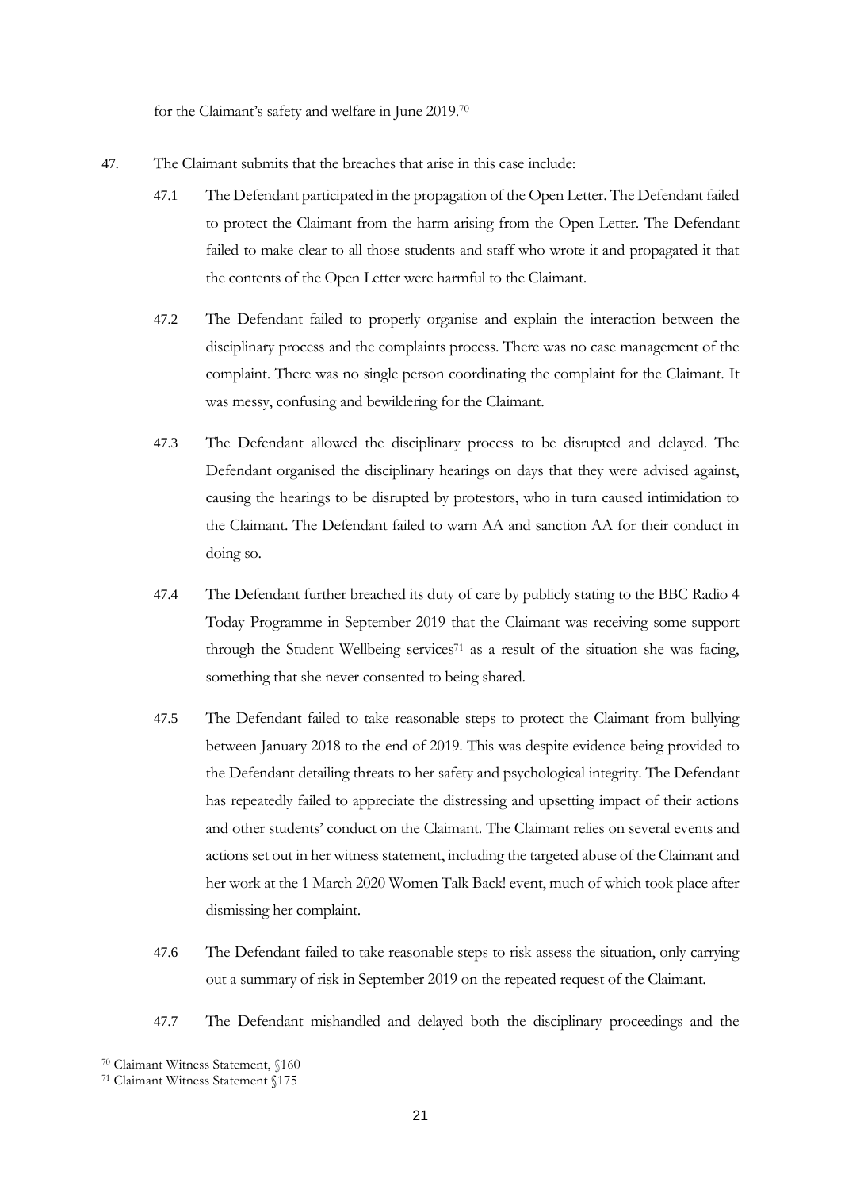for the Claimant's safety and welfare in June 2019.[70]

47. The Claimant submits that the breaches that arise in this case include:

 47.1 The Defendant participated in the propagation of the Open Letter. The Defendant failed to protect the Claimant from the harm arising from the Open Letter. The Defendant failed to make clear to all those students and staff who wrote it and propagated it that the contents of the Open Letter were harmful to the Claimant.

 47.2 The Defendant failed to properly organise and explain the interaction between the disciplinary process and the complaints process. There was no case management of the complaint. There was no single person coordinating the complaint for the Claimant. It was messy, confusing and bewildering for the Claimant.

 47.3 The Defendant allowed the disciplinary process to be disrupted and delayed. The Defendant organised the disciplinary hearings on days that they were advised against, causing the hearings to be disrupted by protestors, who in turn caused intimidation to the Claimant. The Defendant failed to warn AA and sanction AA for their conduct in doing so.

 47.4 The Defendant further breached its duty of care by publicly stating to the BBC Radio 4 Today Programme in September 2019 that the Claimant was receiving some support through the Student Wellbeing services[71] as a result of the situation she was facing, something that she never consented to being shared.

 47.5 The Defendant failed to take reasonable steps to protect the Claimant from bullying between January 2018 to the end of 2019. This was despite evidence being provided to the Defendant detailing threats to her safety and psychological integrity. The Defendant has repeatedly failed to appreciate the distressing and upsetting impact of their actions and other students' conduct on the Claimant. The Claimant relies on several events and actions set out in her witness statement, including the targeted abuse of the Claimant and her work at the 1 March 2020 Women Talk Back! event, much of which took place after dismissing her complaint.

 47.6 The Defendant failed to take reasonable steps to risk assess the situation, only carrying out a summary of risk in September 2019 on the repeated request of the Claimant.

 47.7 The Defendant mishandled and delayed both the disciplinary proceedings and the

---

[70] Claimant Witness Statement, §160

[71] Claimant Witness Statement §175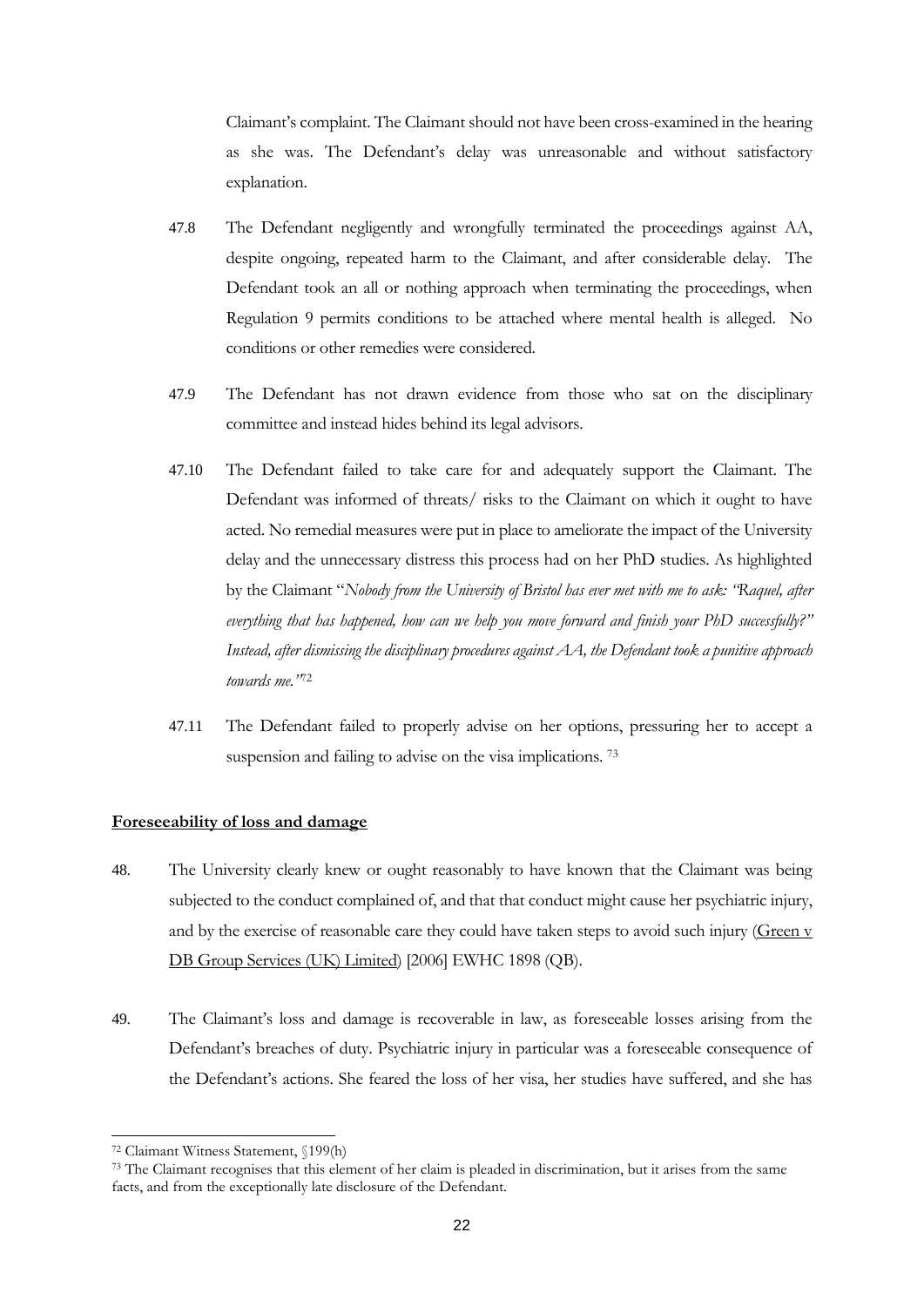Claimant's complaint. The Claimant should not have been cross-examined in the hearing as she was. The Defendant's delay was unreasonable and without satisfactory explanation.

47.8 The Defendant negligently and wrongfully terminated the proceedings against AA, despite ongoing, repeated harm to the Claimant, and after considerable delay. The Defendant took an all or nothing approach when terminating the proceedings, when Regulation 9 permits conditions to be attached where mental health is alleged. No conditions or other remedies were considered.

47.9 The Defendant has not drawn evidence from those who sat on the disciplinary committee and instead hides behind its legal advisors.

47.10 The Defendant failed to take care for and adequately support the Claimant. The Defendant was informed of threats/ risks to the Claimant on which it ought to have acted. No remedial measures were put in place to ameliorate the impact of the University delay and the unnecessary distress this process had on her PhD studies. As highlighted by the Claimant "*Nobody from the University of Bristol has ever met with me to ask: "Raquel, after everything that has happened, how can we help you move forward and finish your PhD successfully?" Instead, after dismissing the disciplinary procedures against AA, the Defendant took a punitive approach towards me.*"[72]

47.11 The Defendant failed to properly advise on her options, pressuring her to accept a suspension and failing to advise on the visa implications. [73]

**Foreseeability of loss and damage**

48. The University clearly knew or ought reasonably to have known that the Claimant was being subjected to the conduct complained of, and that that conduct might cause her psychiatric injury, and by the exercise of reasonable care they could have taken steps to avoid such injury (Green v DB Group Services (UK) Limited) [2006] EWHC 1898 (QB).

49. The Claimant's loss and damage is recoverable in law, as foreseeable losses arising from the Defendant's breaches of duty. Psychiatric injury in particular was a foreseeable consequence of the Defendant's actions. She feared the loss of her visa, her studies have suffered, and she has

---

[72] Claimant Witness Statement, §199(h)

[73] The Claimant recognises that this element of her claim is pleaded in discrimination, but it arises from the same facts, and from the exceptionally late disclosure of the Defendant.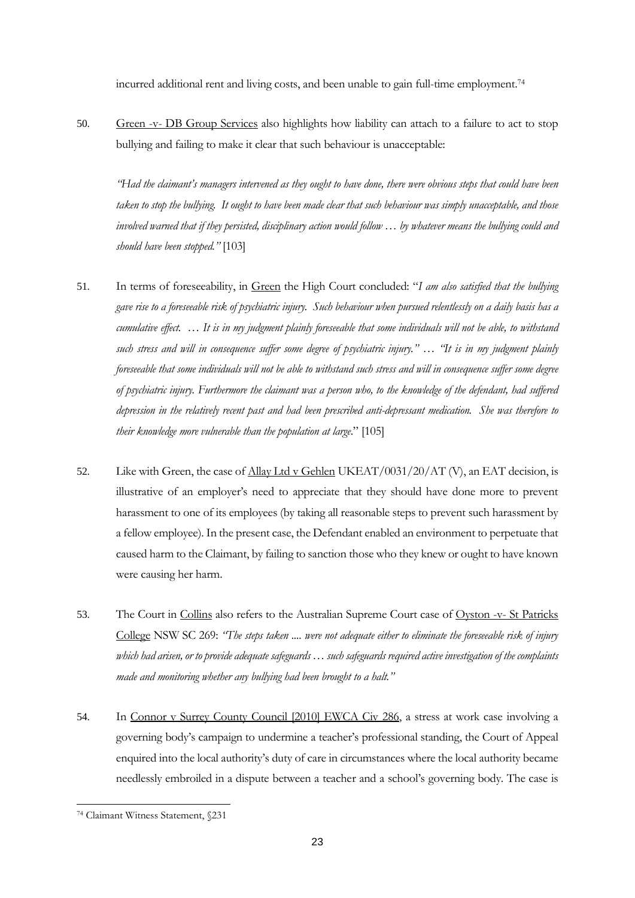incurred additional rent and living costs, and been unable to gain full-time employment.[74]

50. Green -v- DB Group Services also highlights how liability can attach to a failure to act to stop bullying and failing to make it clear that such behaviour is unacceptable:

*"Had the claimant's managers intervened as they ought to have done, there were obvious steps that could have been taken to stop the bullying. It ought to have been made clear that such behaviour was simply unacceptable, and those involved warned that if they persisted, disciplinary action would follow … by whatever means the bullying could and should have been stopped."* [103]

51. In terms of foreseeability, in Green the High Court concluded: "*I am also satisfied that the bullying gave rise to a foreseeable risk of psychiatric injury. Such behaviour when pursued relentlessly on a daily basis has a cumulative effect. … It is in my judgment plainly foreseeable that some individuals will not be able, to withstand such stress and will in consequence suffer some degree of psychiatric injury." … "It is in my judgment plainly foreseeable that some individuals will not be able to withstand such stress and will in consequence suffer some degree of psychiatric injury. Furthermore the claimant was a person who, to the knowledge of the defendant, had suffered depression in the relatively recent past and had been prescribed anti-depressant medication. She was therefore to their knowledge more vulnerable than the population at large*." [105]

52. Like with Green, the case of Allay Ltd v Gehlen UKEAT/0031/20/AT (V), an EAT decision, is illustrative of an employer's need to appreciate that they should have done more to prevent harassment to one of its employees (by taking all reasonable steps to prevent such harassment by a fellow employee). In the present case, the Defendant enabled an environment to perpetuate that caused harm to the Claimant, by failing to sanction those who they knew or ought to have known were causing her harm.

53. The Court in Collins also refers to the Australian Supreme Court case of Oyston -v- St Patricks College NSW SC 269: *"The steps taken .... were not adequate either to eliminate the foreseeable risk of injury which had arisen, or to provide adequate safeguards … such safeguards required active investigation of the complaints made and monitoring whether any bullying had been brought to a halt."*

54. In Connor v Surrey County Council [2010] EWCA Civ 286, a stress at work case involving a governing body's campaign to undermine a teacher's professional standing, the Court of Appeal enquired into the local authority's duty of care in circumstances where the local authority became needlessly embroiled in a dispute between a teacher and a school's governing body. The case is

---

[74] Claimant Witness Statement, §231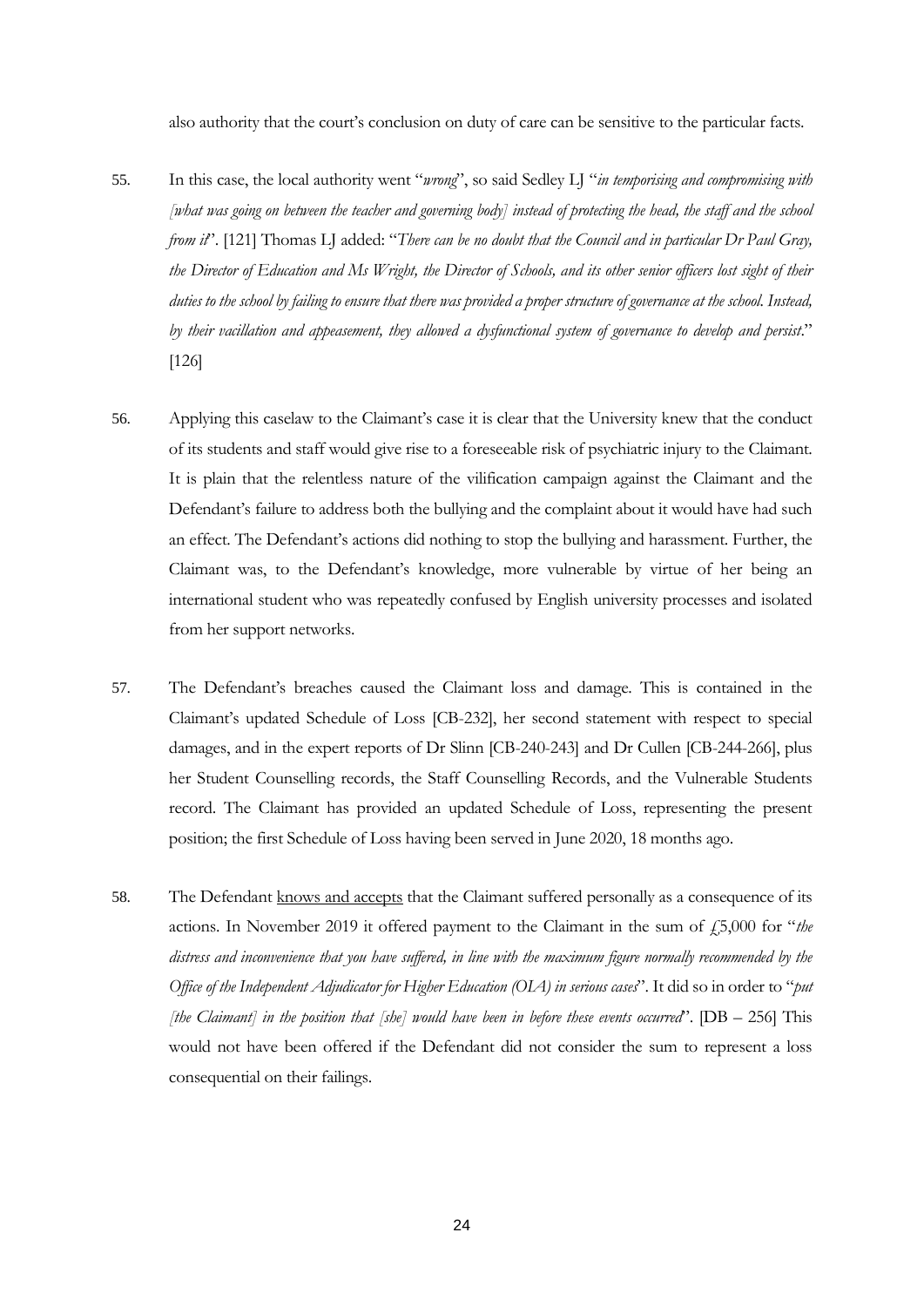also authority that the court's conclusion on duty of care can be sensitive to the particular facts.

55. In this case, the local authority went "*wrong*", so said Sedley LJ "*in temporising and compromising with [what was going on between the teacher and governing body] instead of protecting the head, the staff and the school from it*". [121] Thomas LJ added: "*There can be no doubt that the Council and in particular Dr Paul Gray, the Director of Education and Ms Wright, the Director of Schools, and its other senior officers lost sight of their duties to the school by failing to ensure that there was provided a proper structure of governance at the school. Instead, by their vacillation and appeasement, they allowed a dysfunctional system of governance to develop and persist*." [126]

56. Applying this caselaw to the Claimant's case it is clear that the University knew that the conduct of its students and staff would give rise to a foreseeable risk of psychiatric injury to the Claimant. It is plain that the relentless nature of the vilification campaign against the Claimant and the Defendant's failure to address both the bullying and the complaint about it would have had such an effect. The Defendant's actions did nothing to stop the bullying and harassment. Further, the Claimant was, to the Defendant's knowledge, more vulnerable by virtue of her being an international student who was repeatedly confused by English university processes and isolated from her support networks.

57. The Defendant's breaches caused the Claimant loss and damage. This is contained in the Claimant's updated Schedule of Loss [CB-232], her second statement with respect to special damages, and in the expert reports of Dr Slinn [CB-240-243] and Dr Cullen [CB-244-266], plus her Student Counselling records, the Staff Counselling Records, and the Vulnerable Students record. The Claimant has provided an updated Schedule of Loss, representing the present position; the first Schedule of Loss having been served in June 2020, 18 months ago.

58. The Defendant <u>knows and accepts</u> that the Claimant suffered personally as a consequence of its actions. In November 2019 it offered payment to the Claimant in the sum of £5,000 for "*the distress and inconvenience that you have suffered, in line with the maximum figure normally recommended by the Office of the Independent Adjudicator for Higher Education (OIA) in serious cases*". It did so in order to "*put [the Claimant] in the position that [she] would have been in before these events occurred*". [DB – 256] This would not have been offered if the Defendant did not consider the sum to represent a loss consequential on their failings.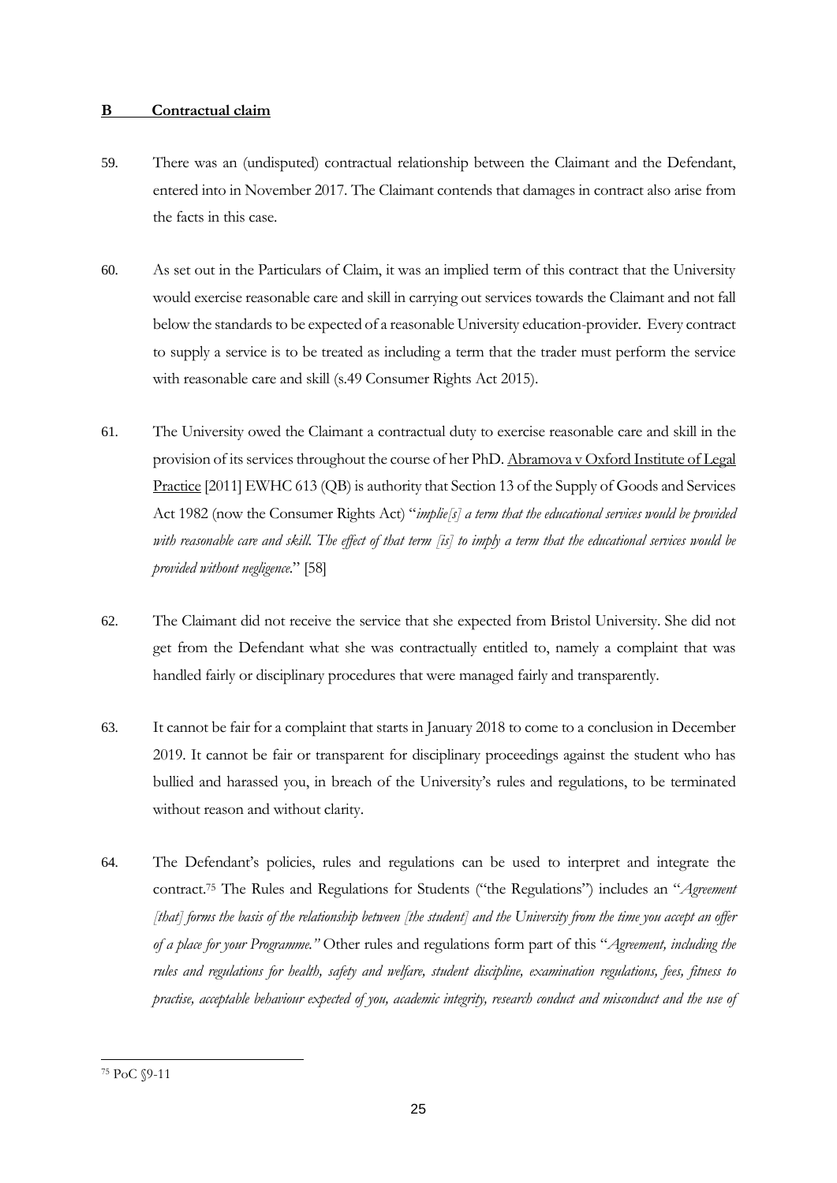## **B Contractual claim**

59. There was an (undisputed) contractual relationship between the Claimant and the Defendant, entered into in November 2017. The Claimant contends that damages in contract also arise from the facts in this case.

60. As set out in the Particulars of Claim, it was an implied term of this contract that the University would exercise reasonable care and skill in carrying out services towards the Claimant and not fall below the standards to be expected of a reasonable University education-provider. Every contract to supply a service is to be treated as including a term that the trader must perform the service with reasonable care and skill (s.49 Consumer Rights Act 2015).

61. The University owed the Claimant a contractual duty to exercise reasonable care and skill in the provision of its services throughout the course of her PhD. Abramova v Oxford Institute of Legal Practice [2011] EWHC 613 (QB) is authority that Section 13 of the Supply of Goods and Services Act 1982 (now the Consumer Rights Act) "*implie[s] a term that the educational services would be provided with reasonable care and skill. The effect of that term [is] to imply a term that the educational services would be provided without negligence.*" [58]

62. The Claimant did not receive the service that she expected from Bristol University. She did not get from the Defendant what she was contractually entitled to, namely a complaint that was handled fairly or disciplinary procedures that were managed fairly and transparently.

63. It cannot be fair for a complaint that starts in January 2018 to come to a conclusion in December 2019. It cannot be fair or transparent for disciplinary proceedings against the student who has bullied and harassed you, in breach of the University's rules and regulations, to be terminated without reason and without clarity.

64. The Defendant's policies, rules and regulations can be used to interpret and integrate the contract.[75] The Rules and Regulations for Students ("the Regulations") includes an "*Agreement [that] forms the basis of the relationship between [the student] and the University from the time you accept an offer of a place for your Programme.*" Other rules and regulations form part of this "*Agreement, including the rules and regulations for health, safety and welfare, student discipline, examination regulations, fees, fitness to practise, acceptable behaviour expected of you, academic integrity, research conduct and misconduct and the use of*

---

[75] PoC §9-11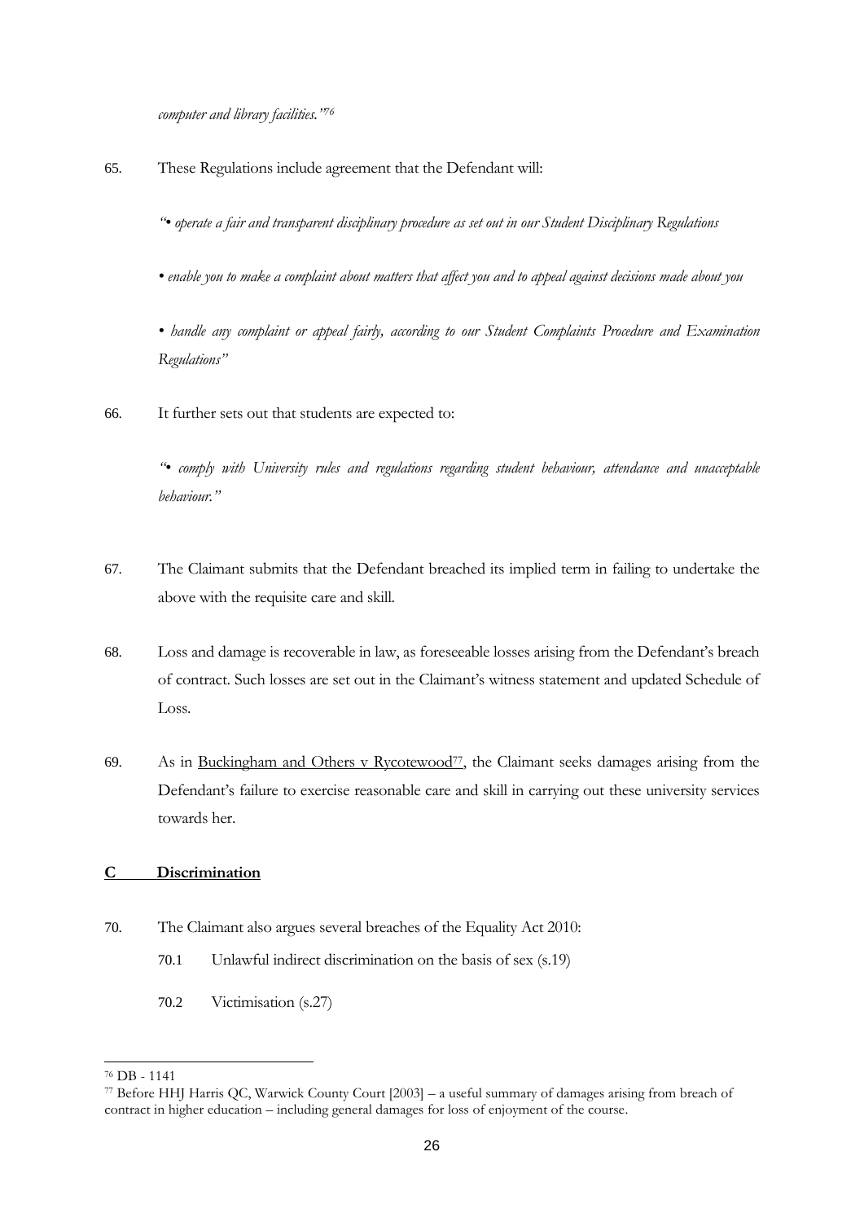*computer and library facilities."*[76]

65. These Regulations include agreement that the Defendant will:

*"• operate a fair and transparent disciplinary procedure as set out in our Student Disciplinary Regulations*

*• enable you to make a complaint about matters that affect you and to appeal against decisions made about you*

*• handle any complaint or appeal fairly, according to our Student Complaints Procedure and Examination Regulations"*

66. It further sets out that students are expected to:

*"• comply with University rules and regulations regarding student behaviour, attendance and unacceptable behaviour."*

67. The Claimant submits that the Defendant breached its implied term in failing to undertake the above with the requisite care and skill.

68. Loss and damage is recoverable in law, as foreseeable losses arising from the Defendant's breach of contract. Such losses are set out in the Claimant's witness statement and updated Schedule of Loss.

69. As in <u>Buckingham and Others v Rycotewood</u>[77], the Claimant seeks damages arising from the Defendant's failure to exercise reasonable care and skill in carrying out these university services towards her.

## <u>C Discrimination</u>

70. The Claimant also argues several breaches of the Equality Act 2010:

    70.1 Unlawful indirect discrimination on the basis of sex (s.19)

    70.2 Victimisation (s.27)

---

[76] DB - 1141

[77] Before HHJ Harris QC, Warwick County Court [2003] – a useful summary of damages arising from breach of contract in higher education – including general damages for loss of enjoyment of the course.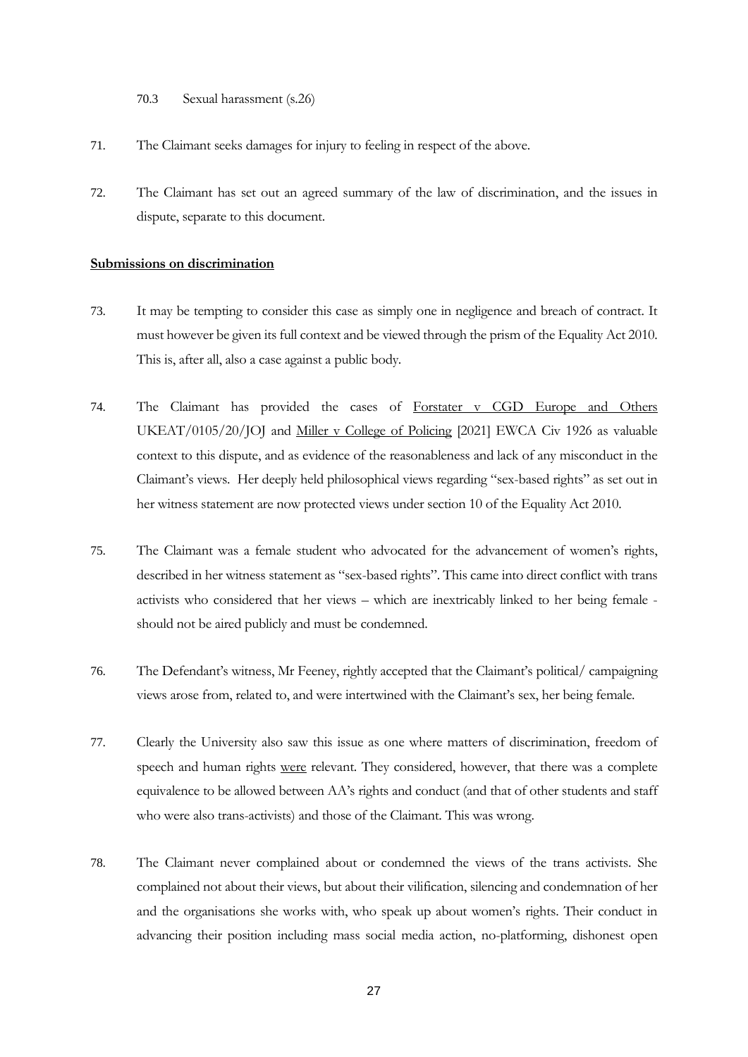70.3 Sexual harassment (s.26)

71. The Claimant seeks damages for injury to feeling in respect of the above.

72. The Claimant has set out an agreed summary of the law of discrimination, and the issues in dispute, separate to this document.

**Submissions on discrimination**

73. It may be tempting to consider this case as simply one in negligence and breach of contract. It must however be given its full context and be viewed through the prism of the Equality Act 2010. This is, after all, also a case against a public body.

74. The Claimant has provided the cases of Forstater v CGD Europe and Others UKEAT/0105/20/JOJ and Miller v College of Policing [2021] EWCA Civ 1926 as valuable context to this dispute, and as evidence of the reasonableness and lack of any misconduct in the Claimant's views. Her deeply held philosophical views regarding "sex-based rights" as set out in her witness statement are now protected views under section 10 of the Equality Act 2010.

75. The Claimant was a female student who advocated for the advancement of women's rights, described in her witness statement as "sex-based rights". This came into direct conflict with trans activists who considered that her views – which are inextricably linked to her being female - should not be aired publicly and must be condemned.

76. The Defendant's witness, Mr Feeney, rightly accepted that the Claimant's political/ campaigning views arose from, related to, and were intertwined with the Claimant's sex, her being female.

77. Clearly the University also saw this issue as one where matters of discrimination, freedom of speech and human rights were relevant. They considered, however, that there was a complete equivalence to be allowed between AA's rights and conduct (and that of other students and staff who were also trans-activists) and those of the Claimant. This was wrong.

78. The Claimant never complained about or condemned the views of the trans activists. She complained not about their views, but about their vilification, silencing and condemnation of her and the organisations she works with, who speak up about women's rights. Their conduct in advancing their position including mass social media action, no-platforming, dishonest open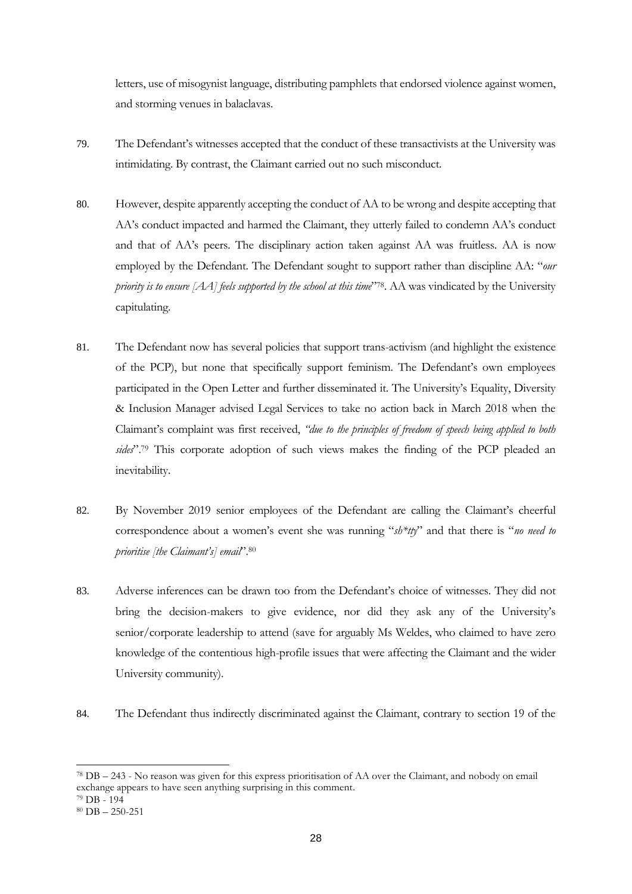letters, use of misogynist language, distributing pamphlets that endorsed violence against women, and storming venues in balaclavas.

79. The Defendant's witnesses accepted that the conduct of these transactivists at the University was intimidating. By contrast, the Claimant carried out no such misconduct.

80. However, despite apparently accepting the conduct of AA to be wrong and despite accepting that AA's conduct impacted and harmed the Claimant, they utterly failed to condemn AA's conduct and that of AA's peers. The disciplinary action taken against AA was fruitless. AA is now employed by the Defendant. The Defendant sought to support rather than discipline AA: "*our priority is to ensure [AA] feels supported by the school at this time*"[78]. AA was vindicated by the University capitulating.

81. The Defendant now has several policies that support trans-activism (and highlight the existence of the PCP), but none that specifically support feminism. The Defendant's own employees participated in the Open Letter and further disseminated it. The University's Equality, Diversity & Inclusion Manager advised Legal Services to take no action back in March 2018 when the Claimant's complaint was first received, *"due to the principles of freedom of speech being applied to both sides*".[79] This corporate adoption of such views makes the finding of the PCP pleaded an inevitability.

82. By November 2019 senior employees of the Defendant are calling the Claimant's cheerful correspondence about a women's event she was running "*sh\*tty*" and that there is "*no need to prioritise [the Claimant's] email*".[80]

83. Adverse inferences can be drawn too from the Defendant's choice of witnesses. They did not bring the decision-makers to give evidence, nor did they ask any of the University's senior/corporate leadership to attend (save for arguably Ms Weldes, who claimed to have zero knowledge of the contentious high-profile issues that were affecting the Claimant and the wider University community).

84. The Defendant thus indirectly discriminated against the Claimant, contrary to section 19 of the

---

[78] DB – 243 - No reason was given for this express prioritisation of AA over the Claimant, and nobody on email exchange appears to have seen anything surprising in this comment.

[79] DB - 194

[80] DB – 250-251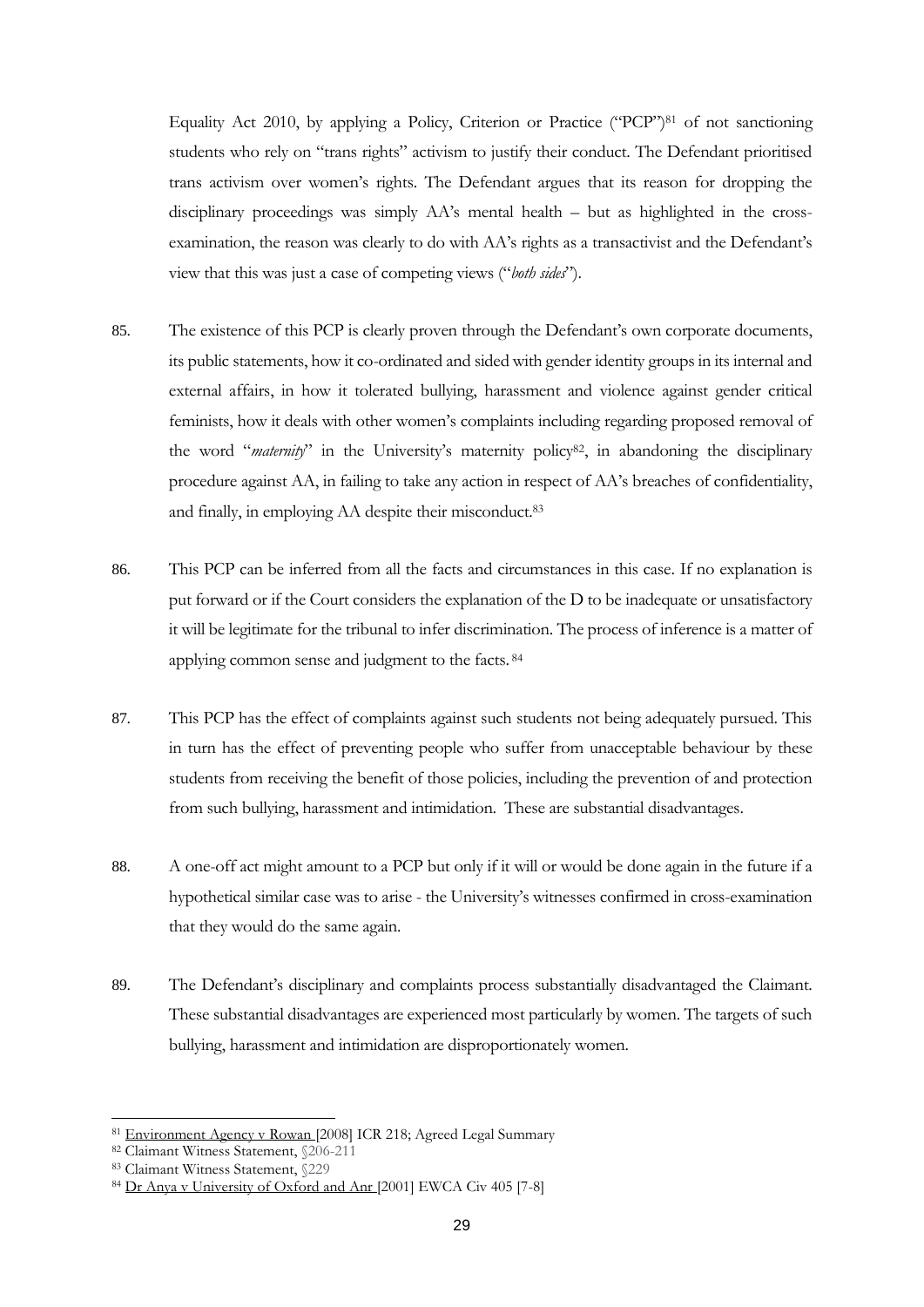Equality Act 2010, by applying a Policy, Criterion or Practice ("PCP")[81] of not sanctioning students who rely on "trans rights" activism to justify their conduct. The Defendant prioritised trans activism over women's rights. The Defendant argues that its reason for dropping the disciplinary proceedings was simply AA's mental health – but as highlighted in the cross-examination, the reason was clearly to do with AA's rights as a transactivist and the Defendant's view that this was just a case of competing views ("*both sides*").

85. The existence of this PCP is clearly proven through the Defendant's own corporate documents, its public statements, how it co-ordinated and sided with gender identity groups in its internal and external affairs, in how it tolerated bullying, harassment and violence against gender critical feminists, how it deals with other women's complaints including regarding proposed removal of the word "*maternity*" in the University's maternity policy[82], in abandoning the disciplinary procedure against AA, in failing to take any action in respect of AA's breaches of confidentiality, and finally, in employing AA despite their misconduct.[83]

86. This PCP can be inferred from all the facts and circumstances in this case. If no explanation is put forward or if the Court considers the explanation of the D to be inadequate or unsatisfactory it will be legitimate for the tribunal to infer discrimination. The process of inference is a matter of applying common sense and judgment to the facts.[84]

87. This PCP has the effect of complaints against such students not being adequately pursued. This in turn has the effect of preventing people who suffer from unacceptable behaviour by these students from receiving the benefit of those policies, including the prevention of and protection from such bullying, harassment and intimidation. These are substantial disadvantages.

88. A one-off act might amount to a PCP but only if it will or would be done again in the future if a hypothetical similar case was to arise - the University's witnesses confirmed in cross-examination that they would do the same again.

89. The Defendant's disciplinary and complaints process substantially disadvantaged the Claimant. These substantial disadvantages are experienced most particularly by women. The targets of such bullying, harassment and intimidation are disproportionately women.

---

[81] Environment Agency v Rowan [2008] ICR 218; Agreed Legal Summary

[82] Claimant Witness Statement, §206-211

[83] Claimant Witness Statement, §229

[84] Dr Anya v University of Oxford and Anr [2001] EWCA Civ 405 [7-8]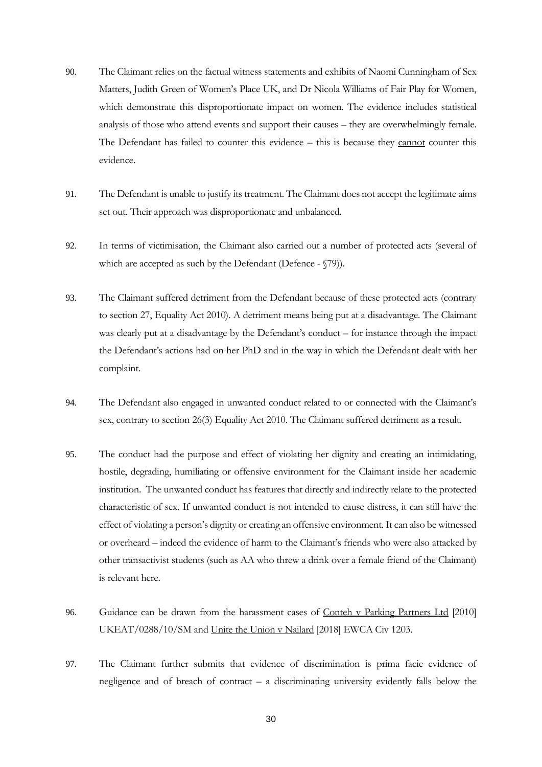90. The Claimant relies on the factual witness statements and exhibits of Naomi Cunningham of Sex Matters, Judith Green of Women's Place UK, and Dr Nicola Williams of Fair Play for Women, which demonstrate this disproportionate impact on women. The evidence includes statistical analysis of those who attend events and support their causes – they are overwhelmingly female. The Defendant has failed to counter this evidence – this is because they <u>cannot</u> counter this evidence.

91. The Defendant is unable to justify its treatment. The Claimant does not accept the legitimate aims set out. Their approach was disproportionate and unbalanced.

92. In terms of victimisation, the Claimant also carried out a number of protected acts (several of which are accepted as such by the Defendant (Defence - §79)).

93. The Claimant suffered detriment from the Defendant because of these protected acts (contrary to section 27, Equality Act 2010). A detriment means being put at a disadvantage. The Claimant was clearly put at a disadvantage by the Defendant's conduct – for instance through the impact the Defendant's actions had on her PhD and in the way in which the Defendant dealt with her complaint.

94. The Defendant also engaged in unwanted conduct related to or connected with the Claimant's sex, contrary to section 26(3) Equality Act 2010. The Claimant suffered detriment as a result.

95. The conduct had the purpose and effect of violating her dignity and creating an intimidating, hostile, degrading, humiliating or offensive environment for the Claimant inside her academic institution. The unwanted conduct has features that directly and indirectly relate to the protected characteristic of sex. If unwanted conduct is not intended to cause distress, it can still have the effect of violating a person's dignity or creating an offensive environment. It can also be witnessed or overheard – indeed the evidence of harm to the Claimant's friends who were also attacked by other transactivist students (such as AA who threw a drink over a female friend of the Claimant) is relevant here.

96. Guidance can be drawn from the harassment cases of <u>Conteh v Parking Partners Ltd</u> [2010] UKEAT/0288/10/SM and <u>Unite the Union v Nailard</u> [2018] EWCA Civ 1203.

97. The Claimant further submits that evidence of discrimination is prima facie evidence of negligence and of breach of contract – a discriminating university evidently falls below the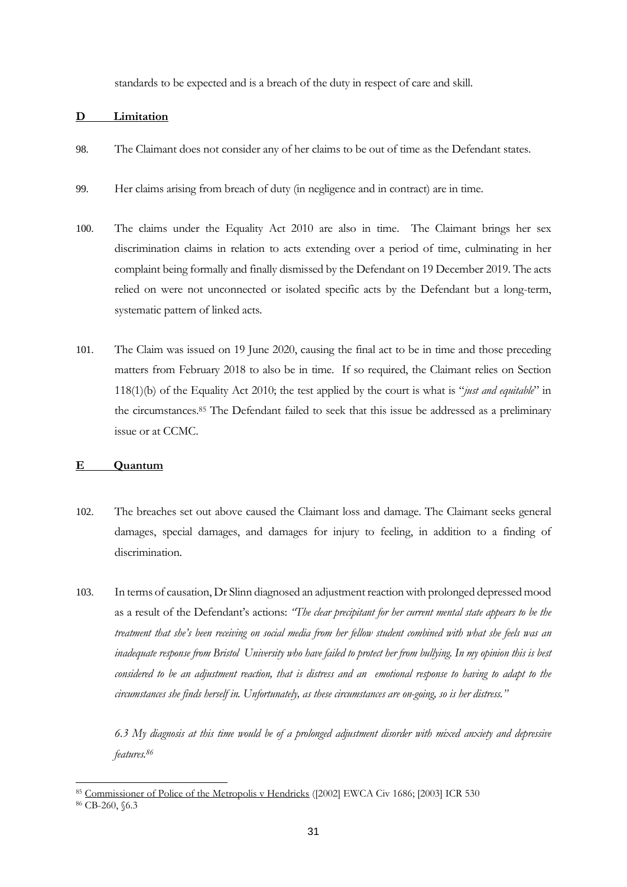standards to be expected and is a breach of the duty in respect of care and skill.

## D Limitation

98. The Claimant does not consider any of her claims to be out of time as the Defendant states.

99. Her claims arising from breach of duty (in negligence and in contract) are in time.

100. The claims under the Equality Act 2010 are also in time. The Claimant brings her sex discrimination claims in relation to acts extending over a period of time, culminating in her complaint being formally and finally dismissed by the Defendant on 19 December 2019. The acts relied on were not unconnected or isolated specific acts by the Defendant but a long-term, systematic pattern of linked acts.

101. The Claim was issued on 19 June 2020, causing the final act to be in time and those preceding matters from February 2018 to also be in time. If so required, the Claimant relies on Section 118(1)(b) of the Equality Act 2010; the test applied by the court is what is "*just and equitable*" in the circumstances.[85] The Defendant failed to seek that this issue be addressed as a preliminary issue or at CCMC.

## E Quantum

102. The breaches set out above caused the Claimant loss and damage. The Claimant seeks general damages, special damages, and damages for injury to feeling, in addition to a finding of discrimination.

103. In terms of causation, Dr Slinn diagnosed an adjustment reaction with prolonged depressed mood as a result of the Defendant's actions: *"The clear precipitant for her current mental state appears to be the treatment that she's been receiving on social media from her fellow student combined with what she feels was an inadequate response from Bristol University who have failed to protect her from bullying. In my opinion this is best considered to be an adjustment reaction, that is distress and an emotional response to having to adapt to the circumstances she finds herself in. Unfortunately, as these circumstances are on-going, so is her distress."*

    *6.3 My diagnosis at this time would be of a prolonged adjustment disorder with mixed anxiety and depressive features.*[86]

---

[85] Commissioner of Police of the Metropolis v Hendricks ([2002] EWCA Civ 1686; [2003] ICR 530

[86] CB-260, §6.3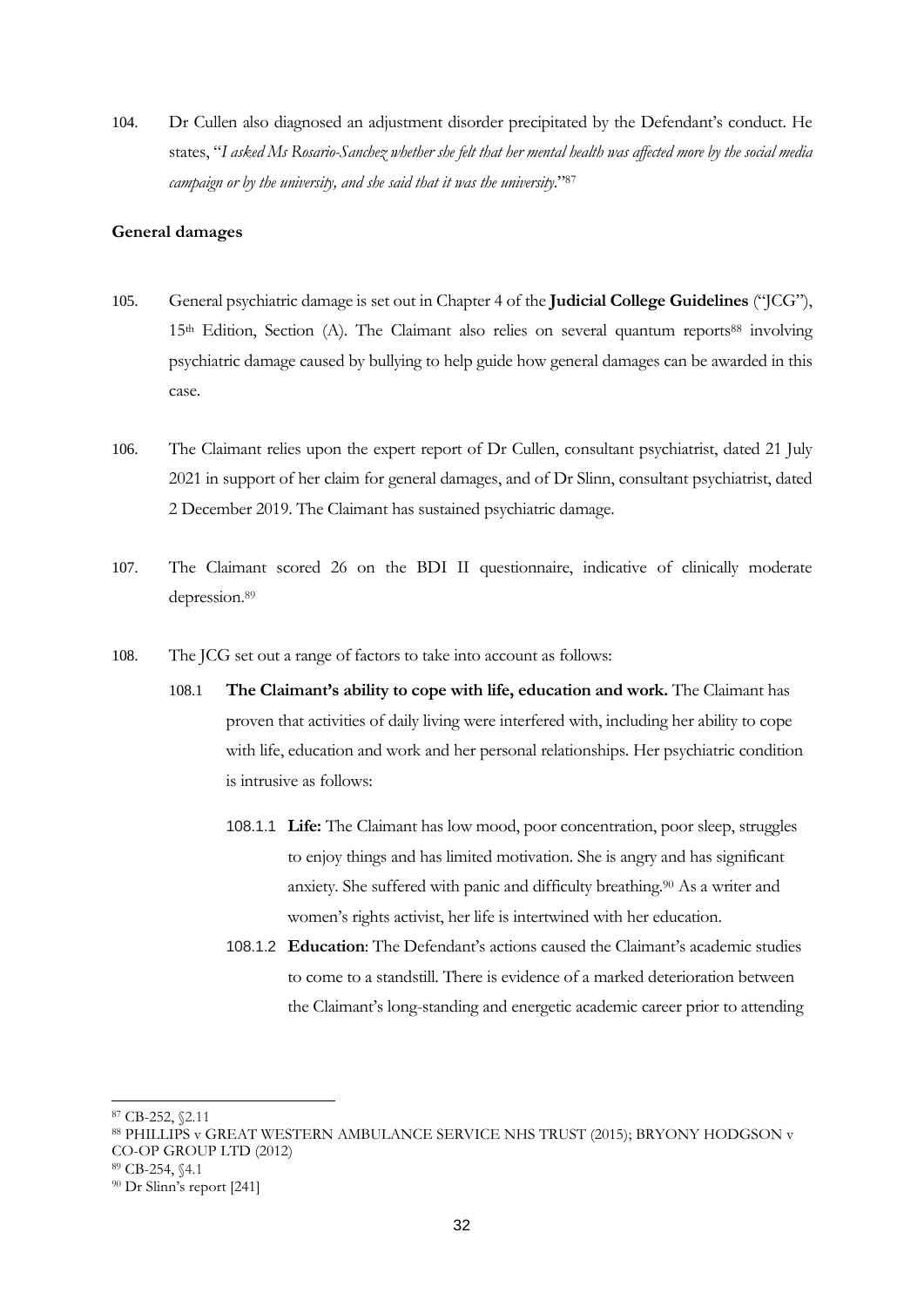104. Dr Cullen also diagnosed an adjustment disorder precipitated by the Defendant's conduct. He states, "*I asked Ms Rosario-Sanchez whether she felt that her mental health was affected more by the social media campaign or by the university, and she said that it was the university.*"[87]

**General damages**

105. General psychiatric damage is set out in Chapter 4 of the **Judicial College Guidelines** ("JCG"), 15th Edition, Section (A). The Claimant also relies on several quantum reports[88] involving psychiatric damage caused by bullying to help guide how general damages can be awarded in this case.

106. The Claimant relies upon the expert report of Dr Cullen, consultant psychiatrist, dated 21 July 2021 in support of her claim for general damages, and of Dr Slinn, consultant psychiatrist, dated 2 December 2019. The Claimant has sustained psychiatric damage.

107. The Claimant scored 26 on the BDI II questionnaire, indicative of clinically moderate depression.[89]

108. The JCG set out a range of factors to take into account as follows:

    108.1 **The Claimant's ability to cope with life, education and work.** The Claimant has proven that activities of daily living were interfered with, including her ability to cope with life, education and work and her personal relationships. Her psychiatric condition is intrusive as follows:

    108.1.1 **Life:** The Claimant has low mood, poor concentration, poor sleep, struggles to enjoy things and has limited motivation. She is angry and has significant anxiety. She suffered with panic and difficulty breathing.[90] As a writer and women's rights activist, her life is intertwined with her education.

    108.1.2 **Education**: The Defendant's actions caused the Claimant's academic studies to come to a standstill. There is evidence of a marked deterioration between the Claimant's long-standing and energetic academic career prior to attending

---

[87] CB-252, §2.11

[88] PHILLIPS v GREAT WESTERN AMBULANCE SERVICE NHS TRUST (2015); BRYONY HODGSON v CO-OP GROUP LTD (2012)

[89] CB-254, §4.1

[90] Dr Slinn's report [241]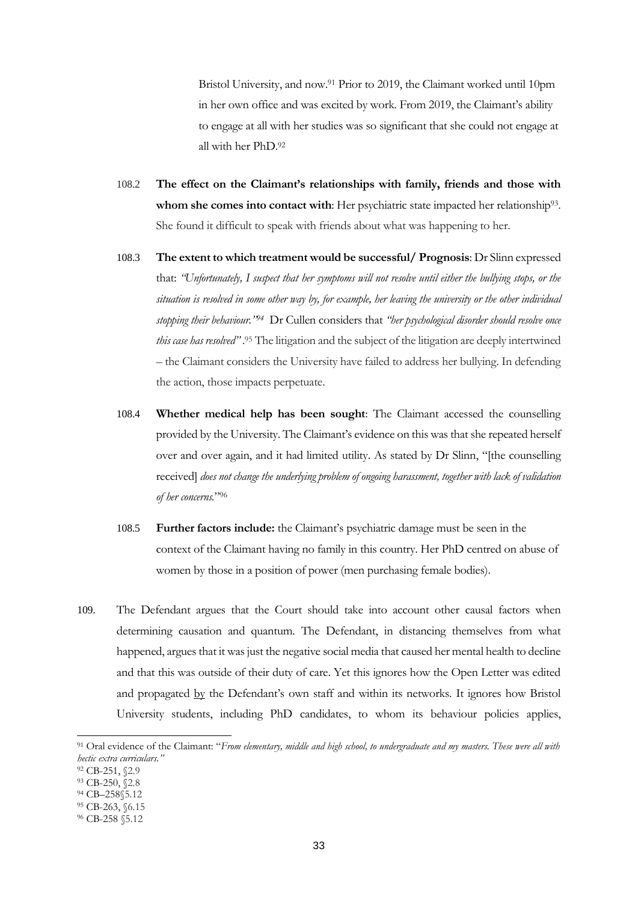Bristol University, and now.[91] Prior to 2019, the Claimant worked until 10pm in her own office and was excited by work. From 2019, the Claimant's ability to engage at all with her studies was so significant that she could not engage at all with her PhD.[92]

108.2 **The effect on the Claimant's relationships with family, friends and those with whom she comes into contact with**: Her psychiatric state impacted her relationship[93]. She found it difficult to speak with friends about what was happening to her.

108.3 **The extent to which treatment would be successful/ Prognosis**: Dr Slinn expressed that: *"Unfortunately, I suspect that her symptoms will not resolve until either the bullying stops, or the situation is resolved in some other way by, for example, her leaving the university or the other individual stopping their behaviour."*[94] Dr Cullen considers that *"her psychological disorder should resolve once this case has resolved"*.[95] The litigation and the subject of the litigation are deeply intertwined – the Claimant considers the University have failed to address her bullying. In defending the action, those impacts perpetuate.

108.4 **Whether medical help has been sought**: The Claimant accessed the counselling provided by the University. The Claimant's evidence on this was that she repeated herself over and over again, and it had limited utility. As stated by Dr Slinn, "[the counselling received] *does not change the underlying problem of ongoing harassment, together with lack of validation of her concerns.*"[96]

108.5 **Further factors include:** the Claimant's psychiatric damage must be seen in the context of the Claimant having no family in this country. Her PhD centred on abuse of women by those in a position of power (men purchasing female bodies).

109. The Defendant argues that the Court should take into account other causal factors when determining causation and quantum. The Defendant, in distancing themselves from what happened, argues that it was just the negative social media that caused her mental health to decline and that this was outside of their duty of care. Yet this ignores how the Open Letter was edited and propagated <u>by</u> the Defendant's own staff and within its networks. It ignores how Bristol University students, including PhD candidates, to whom its behaviour policies applies,

---

[91] Oral evidence of the Claimant: "*From elementary, middle and high school, to undergraduate and my masters. These were all with hectic extra curriculars.*"

[92] CB-251, §2.9

[93] CB-250, §2.8

[94] CB–258§5.12

[95] CB-263, §6.15

[96] CB-258 §5.12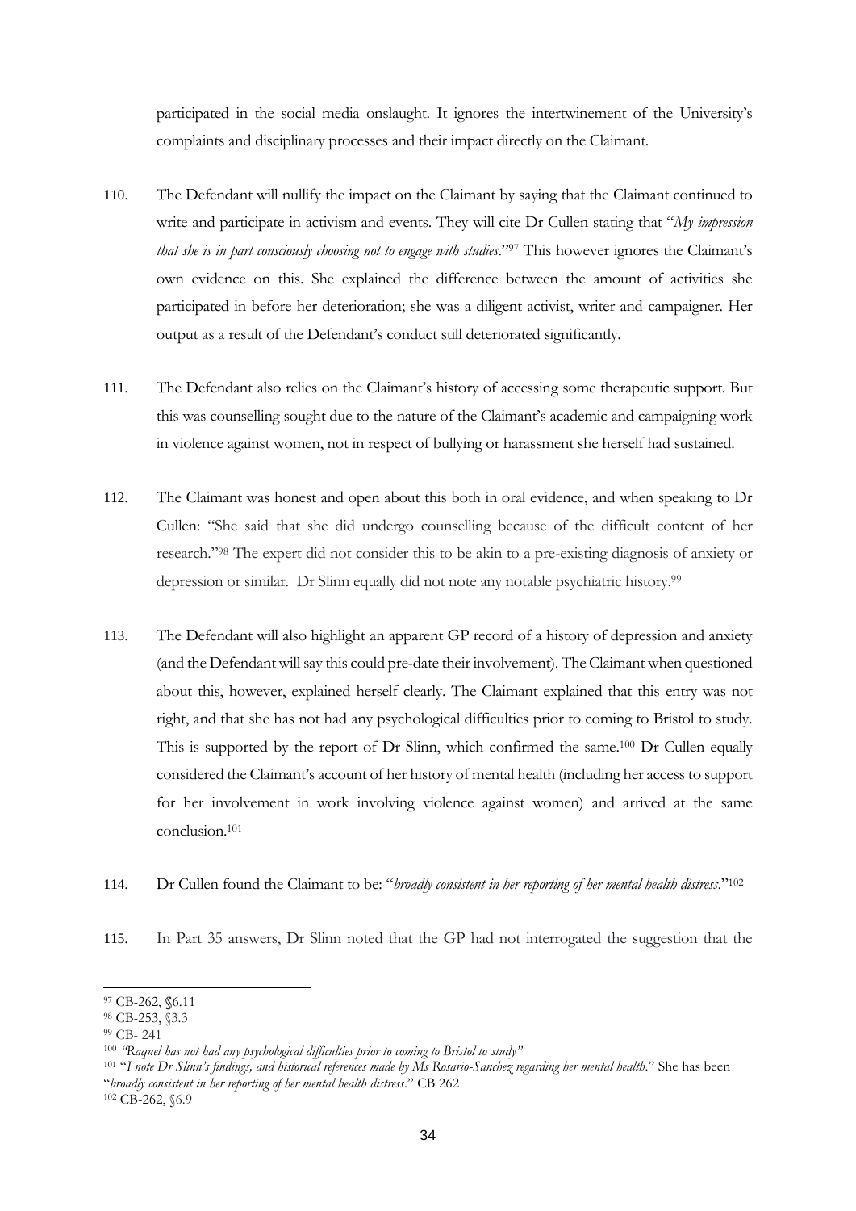participated in the social media onslaught. It ignores the intertwinement of the University's complaints and disciplinary processes and their impact directly on the Claimant.

110. The Defendant will nullify the impact on the Claimant by saying that the Claimant continued to write and participate in activism and events. They will cite Dr Cullen stating that "*My impression that she is in part consciously choosing not to engage with studies*."[97] This however ignores the Claimant's own evidence on this. She explained the difference between the amount of activities she participated in before her deterioration; she was a diligent activist, writer and campaigner. Her output as a result of the Defendant's conduct still deteriorated significantly.

111. The Defendant also relies on the Claimant's history of accessing some therapeutic support. But this was counselling sought due to the nature of the Claimant's academic and campaigning work in violence against women, not in respect of bullying or harassment she herself had sustained.

112. The Claimant was honest and open about this both in oral evidence, and when speaking to Dr Cullen: "She said that she did undergo counselling because of the difficult content of her research."[98] The expert did not consider this to be akin to a pre-existing diagnosis of anxiety or depression or similar. Dr Slinn equally did not note any notable psychiatric history.[99]

113. The Defendant will also highlight an apparent GP record of a history of depression and anxiety (and the Defendant will say this could pre-date their involvement). The Claimant when questioned about this, however, explained herself clearly. The Claimant explained that this entry was not right, and that she has not had any psychological difficulties prior to coming to Bristol to study. This is supported by the report of Dr Slinn, which confirmed the same.[100] Dr Cullen equally considered the Claimant's account of her history of mental health (including her access to support for her involvement in work involving violence against women) and arrived at the same conclusion.[101]

114. Dr Cullen found the Claimant to be: "*broadly consistent in her reporting of her mental health distress*."[102]

115. In Part 35 answers, Dr Slinn noted that the GP had not interrogated the suggestion that the

---

[97] CB-262, §6.11
[98] CB-253, §3.3
[99] CB- 241
[100] *"Raquel has not had any psychological difficulties prior to coming to Bristol to study"*
[101] "*I note Dr Slinn's findings, and historical references made by Ms Rosario-Sanchez regarding her mental health*." She has been "*broadly consistent in her reporting of her mental health distress*." CB 262
[102] CB-262, §6.9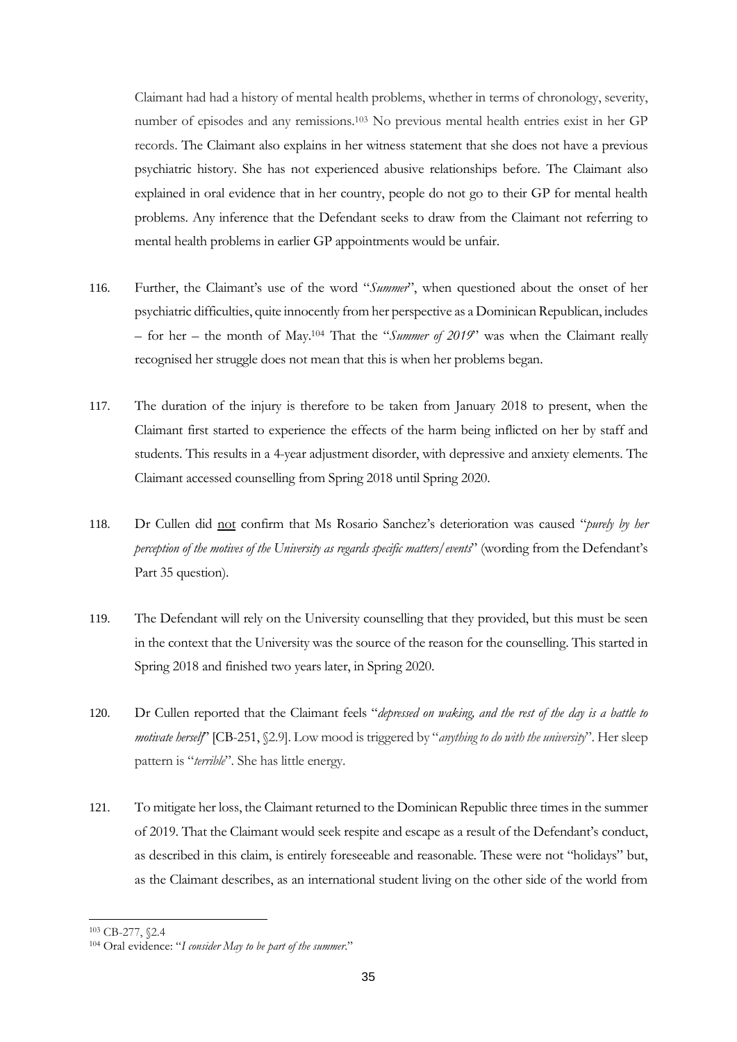Claimant had had a history of mental health problems, whether in terms of chronology, severity, number of episodes and any remissions.[103] No previous mental health entries exist in her GP records. The Claimant also explains in her witness statement that she does not have a previous psychiatric history. She has not experienced abusive relationships before. The Claimant also explained in oral evidence that in her country, people do not go to their GP for mental health problems. Any inference that the Defendant seeks to draw from the Claimant not referring to mental health problems in earlier GP appointments would be unfair.

116. Further, the Claimant's use of the word "*Summer*", when questioned about the onset of her psychiatric difficulties, quite innocently from her perspective as a Dominican Republican, includes – for her – the month of May.[104] That the "*Summer of 2019*" was when the Claimant really recognised her struggle does not mean that this is when her problems began.

117. The duration of the injury is therefore to be taken from January 2018 to present, when the Claimant first started to experience the effects of the harm being inflicted on her by staff and students. This results in a 4-year adjustment disorder, with depressive and anxiety elements. The Claimant accessed counselling from Spring 2018 until Spring 2020.

118. Dr Cullen did <u>not</u> confirm that Ms Rosario Sanchez's deterioration was caused "*purely by her perception of the motives of the University as regards specific matters/events*" (wording from the Defendant's Part 35 question).

119. The Defendant will rely on the University counselling that they provided, but this must be seen in the context that the University was the source of the reason for the counselling. This started in Spring 2018 and finished two years later, in Spring 2020.

120. Dr Cullen reported that the Claimant feels "*depressed on waking, and the rest of the day is a battle to motivate herself*" [CB-251, §2.9]. Low mood is triggered by "*anything to do with the university*". Her sleep pattern is "*terrible*". She has little energy.

121. To mitigate her loss, the Claimant returned to the Dominican Republic three times in the summer of 2019. That the Claimant would seek respite and escape as a result of the Defendant's conduct, as described in this claim, is entirely foreseeable and reasonable. These were not "holidays" but, as the Claimant describes, as an international student living on the other side of the world from

---

[103] CB-277, §2.4

[104] Oral evidence: "*I consider May to be part of the summer.*"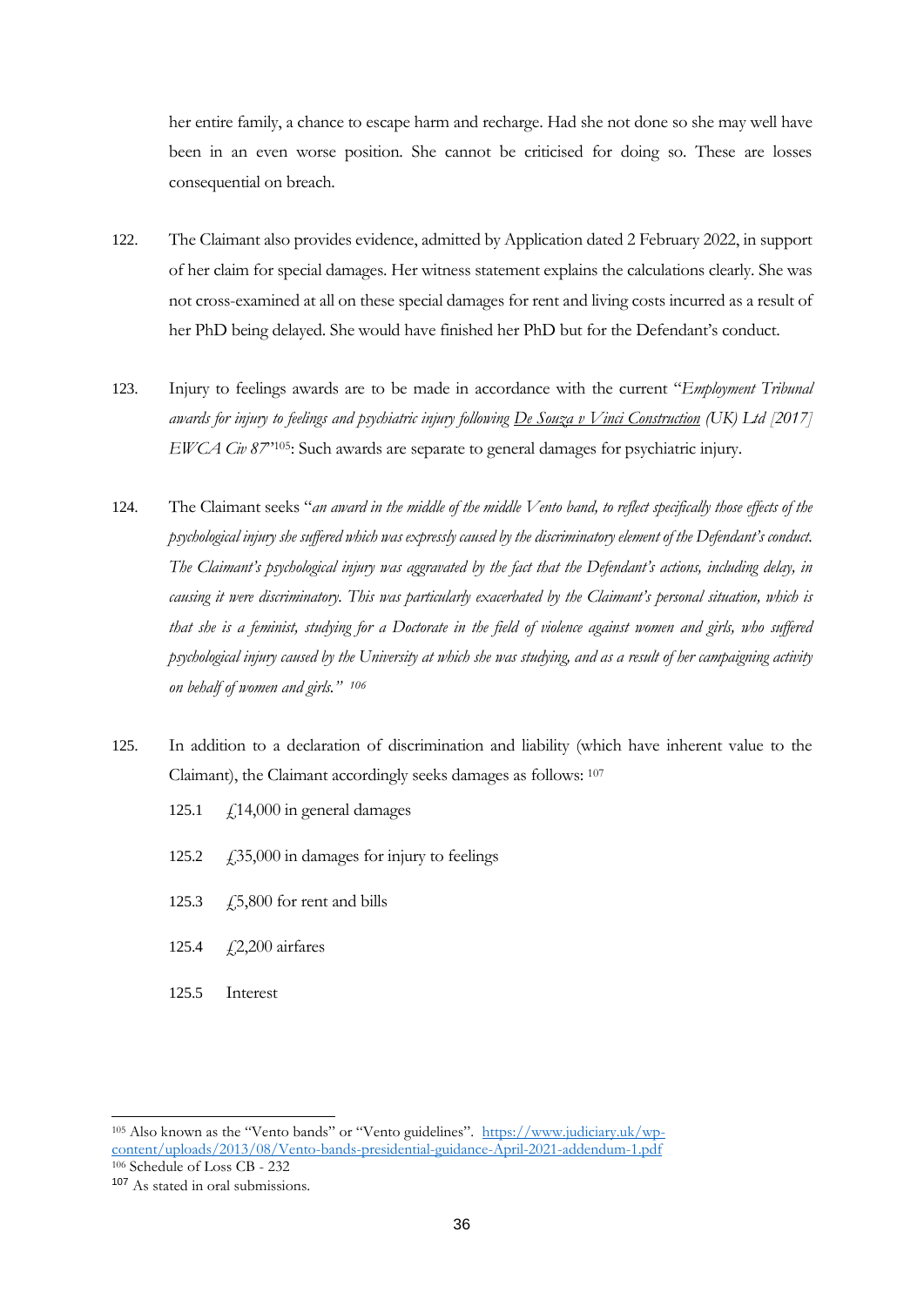her entire family, a chance to escape harm and recharge. Had she not done so she may well have been in an even worse position. She cannot be criticised for doing so. These are losses consequential on breach.

122. The Claimant also provides evidence, admitted by Application dated 2 February 2022, in support of her claim for special damages. Her witness statement explains the calculations clearly. She was not cross-examined at all on these special damages for rent and living costs incurred as a result of her PhD being delayed. She would have finished her PhD but for the Defendant's conduct.

123. Injury to feelings awards are to be made in accordance with the current "*Employment Tribunal awards for injury to feelings and psychiatric injury following De Souza v Vinci Construction (UK) Ltd [2017] EWCA Civ 87*"[105]: Such awards are separate to general damages for psychiatric injury.

124. The Claimant seeks "*an award in the middle of the middle Vento band, to reflect specifically those effects of the psychological injury she suffered which was expressly caused by the discriminatory element of the Defendant's conduct. The Claimant's psychological injury was aggravated by the fact that the Defendant's actions, including delay, in causing it were discriminatory. This was particularly exacerbated by the Claimant's personal situation, which is that she is a feminist, studying for a Doctorate in the field of violence against women and girls, who suffered psychological injury caused by the University at which she was studying, and as a result of her campaigning activity on behalf of women and girls.*"[106]

125. In addition to a declaration of discrimination and liability (which have inherent value to the Claimant), the Claimant accordingly seeks damages as follows: [107]

   125.1 £14,000 in general damages

   125.2 £35,000 in damages for injury to feelings

   125.3 £5,800 for rent and bills

   125.4 £2,200 airfares

   125.5 Interest

---

[105] Also known as the "Vento bands" or "Vento guidelines". https://www.judiciary.uk/wp-content/uploads/2013/08/Vento-bands-presidential-guidance-April-2021-addendum-1.pdf

[106] Schedule of Loss CB - 232

[107] As stated in oral submissions.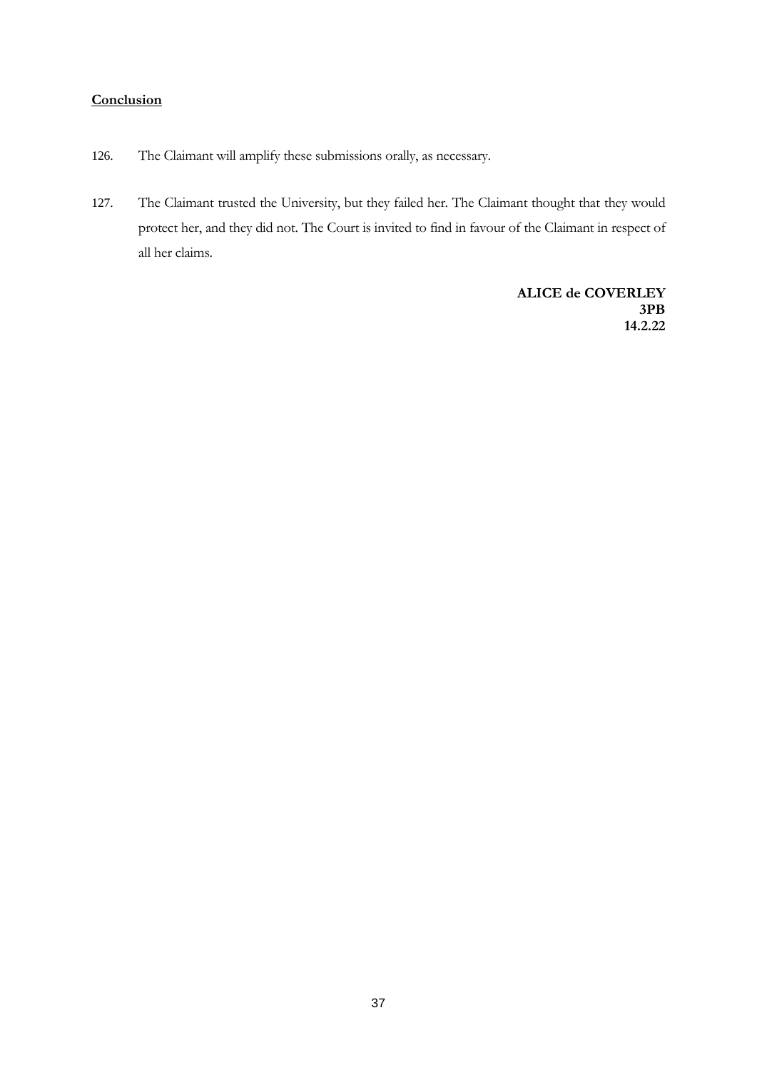**Conclusion**

126. The Claimant will amplify these submissions orally, as necessary.

127. The Claimant trusted the University, but they failed her. The Claimant thought that they would protect her, and they did not. The Court is invited to find in favour of the Claimant in respect of all her claims.

**ALICE de COVERLEY**
**3PB**
**14.2.22**